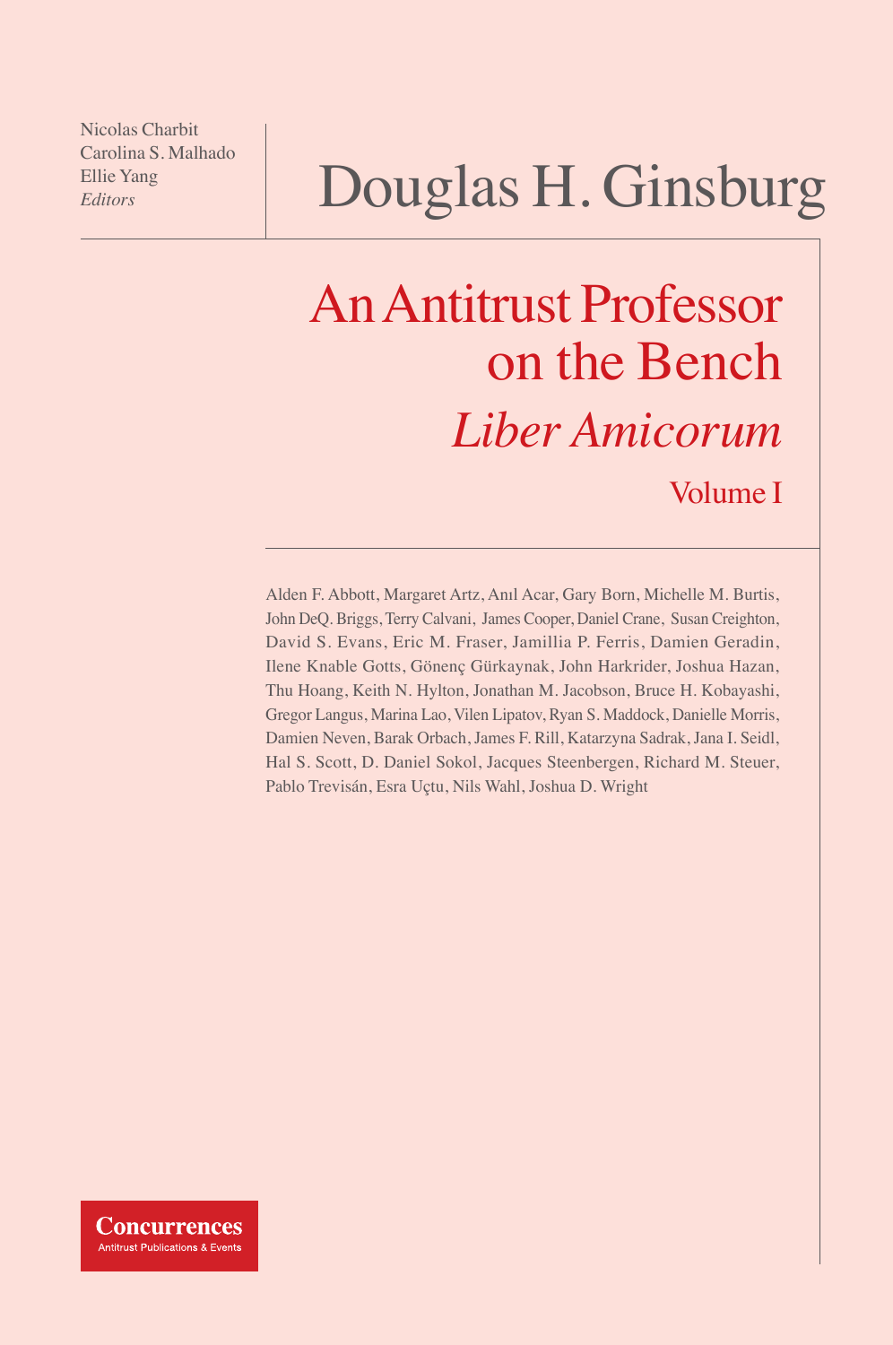Nicolas Charbit
Carolina S. Malhado
Ellie Yang
*Editors*

# Douglas H. Ginsburg

## An Antitrust Professor on the Bench

## *Liber Amicorum*

### Volume I

Alden F. Abbott, Margaret Artz, Anıl Acar, Gary Born, Michelle M. Burtis, John DeQ. Briggs, Terry Calvani, James Cooper, Daniel Crane, Susan Creighton, David S. Evans, Eric M. Fraser, Jamillia P. Ferris, Damien Geradin, Ilene Knable Gotts, Gönenç Gürkaynak, John Harkrider, Joshua Hazan, Thu Hoang, Keith N. Hylton, Jonathan M. Jacobson, Bruce H. Kobayashi, Gregor Langus, Marina Lao, Vilen Lipatov, Ryan S. Maddock, Danielle Morris, Damien Neven, Barak Orbach, James F. Rill, Katarzyna Sadrak, Jana I. Seidl, Hal S. Scott, D. Daniel Sokol, Jacques Steenbergen, Richard M. Steuer, Pablo Trevisán, Esra Uçtu, Nils Wahl, Joshua D. Wright

**Concurrences**
Antitrust Publications & Events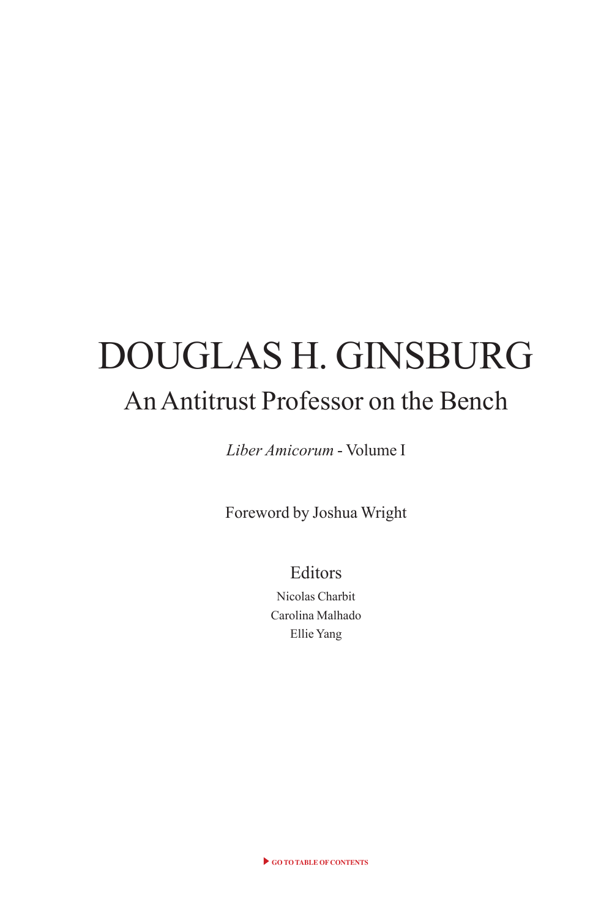# DOUGLAS H. GINSBURG

## An Antitrust Professor on the Bench

*Liber Amicorum* - Volume I

Foreword by Joshua Wright

### Editors

Nicolas Charbit
Carolina Malhado
Ellie Yang

GO TO TABLE OF CONTENTS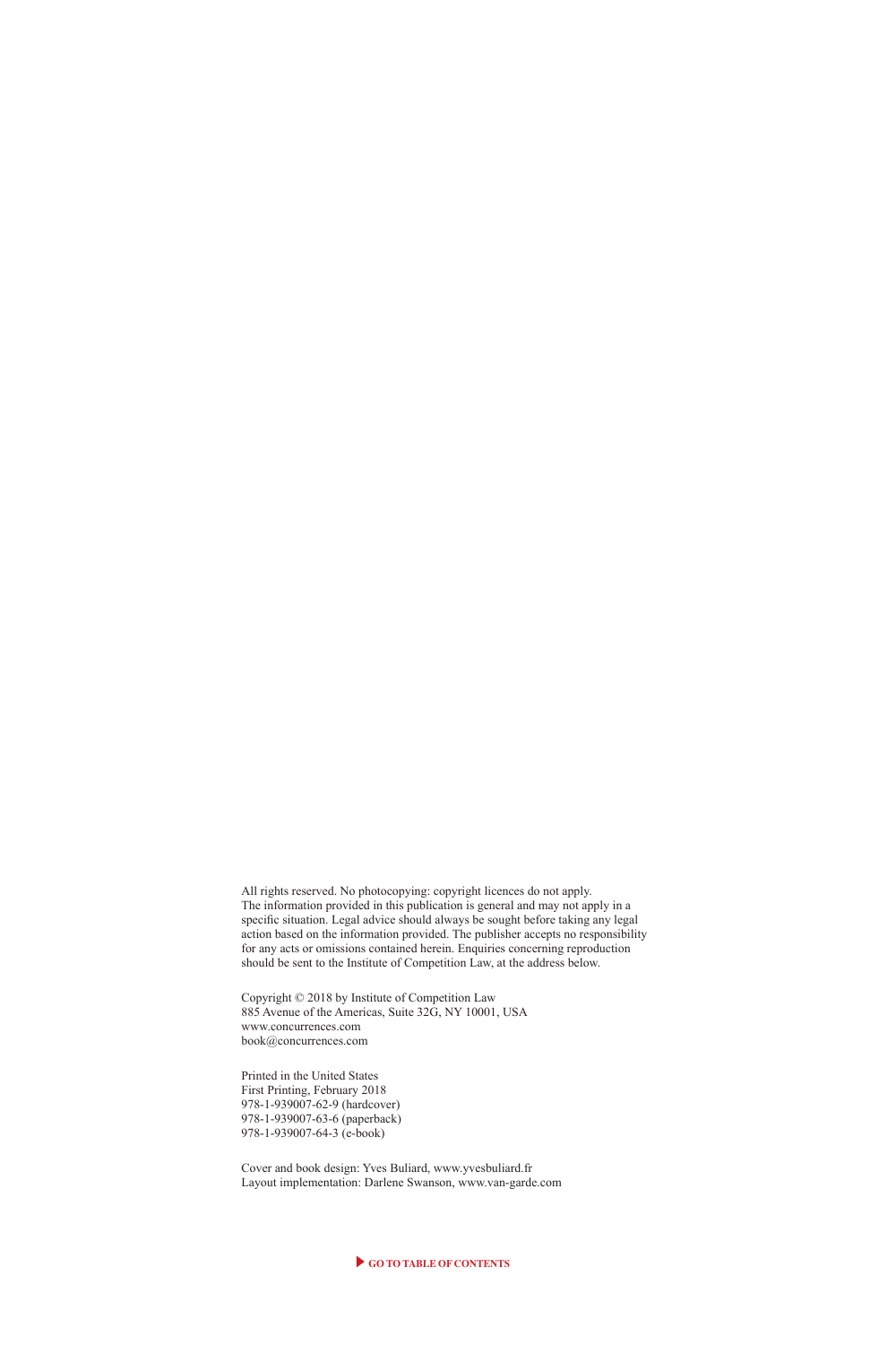All rights reserved. No photocopying: copyright licences do not apply.
The information provided in this publication is general and may not apply in a specific situation. Legal advice should always be sought before taking any legal action based on the information provided. The publisher accepts no responsibility for any acts or omissions contained herein. Enquiries concerning reproduction should be sent to the Institute of Competition Law, at the address below.

Copyright © 2018 by Institute of Competition Law
885 Avenue of the Americas, Suite 32G, NY 10001, USA
www.concurrences.com
book@concurrences.com

Printed in the United States
First Printing, February 2018
978-1-939007-62-9 (hardcover)
978-1-939007-63-6 (paperback)
978-1-939007-64-3 (e-book)

Cover and book design: Yves Buliard, www.yvesbuliard.fr
Layout implementation: Darlene Swanson, www.van-garde.com

GO TO TABLE OF CONTENTS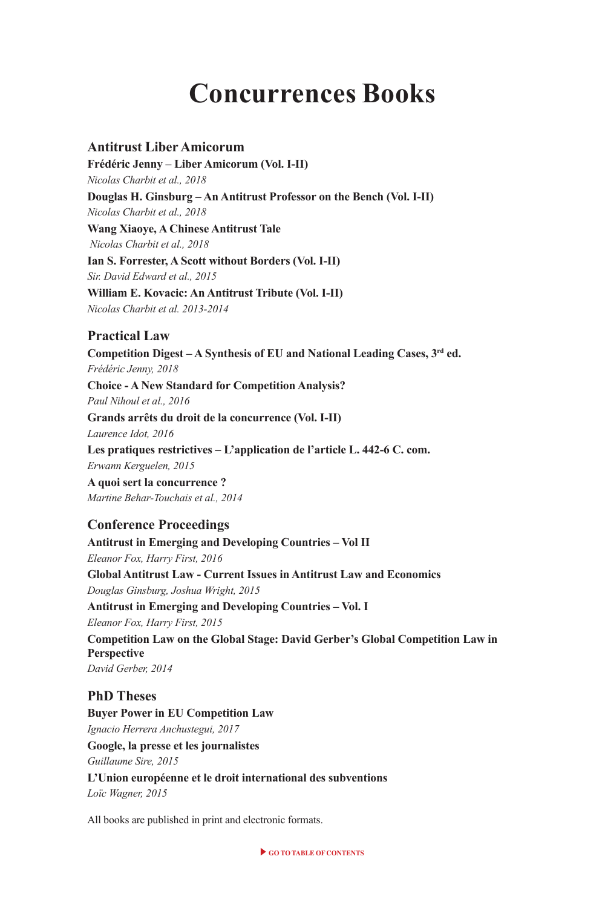# Concurrences Books

## Antitrust Liber Amicorum

**Frédéric Jenny – Liber Amicorum (Vol. I-II)**
*Nicolas Charbit et al., 2018*

**Douglas H. Ginsburg – An Antitrust Professor on the Bench (Vol. I-II)**
*Nicolas Charbit et al., 2018*

**Wang Xiaoye, A Chinese Antitrust Tale**
*Nicolas Charbit et al., 2018*

**Ian S. Forrester, A Scott without Borders (Vol. I-II)**
*Sir. David Edward et al., 2015*

**William E. Kovacic: An Antitrust Tribute (Vol. I-II)**
*Nicolas Charbit et al. 2013-2014*

## Practical Law

**Competition Digest – A Synthesis of EU and National Leading Cases, 3rd ed.**
*Frédéric Jenny, 2018*

**Choice - A New Standard for Competition Analysis?**
*Paul Nihoul et al., 2016*

**Grands arrêts du droit de la concurrence (Vol. I-II)**
*Laurence Idot, 2016*

**Les pratiques restrictives – L'application de l'article L. 442-6 C. com.**
*Erwann Kerguelen, 2015*

**A quoi sert la concurrence ?**
*Martine Behar-Touchais et al., 2014*

## Conference Proceedings

**Antitrust in Emerging and Developing Countries – Vol II**
*Eleanor Fox, Harry First, 2016*

**Global Antitrust Law - Current Issues in Antitrust Law and Economics**
*Douglas Ginsburg, Joshua Wright, 2015*

**Antitrust in Emerging and Developing Countries – Vol. I**
*Eleanor Fox, Harry First, 2015*

**Competition Law on the Global Stage: David Gerber's Global Competition Law in Perspective**
*David Gerber, 2014*

## PhD Theses

**Buyer Power in EU Competition Law**
*Ignacio Herrera Anchustegui, 2017*

**Google, la presse et les journalistes**
*Guillaume Sire, 2015*

**L'Union européenne et le droit international des subventions**
*Loïc Wagner, 2015*

All books are published in print and electronic formats.

GO TO TABLE OF CONTENTS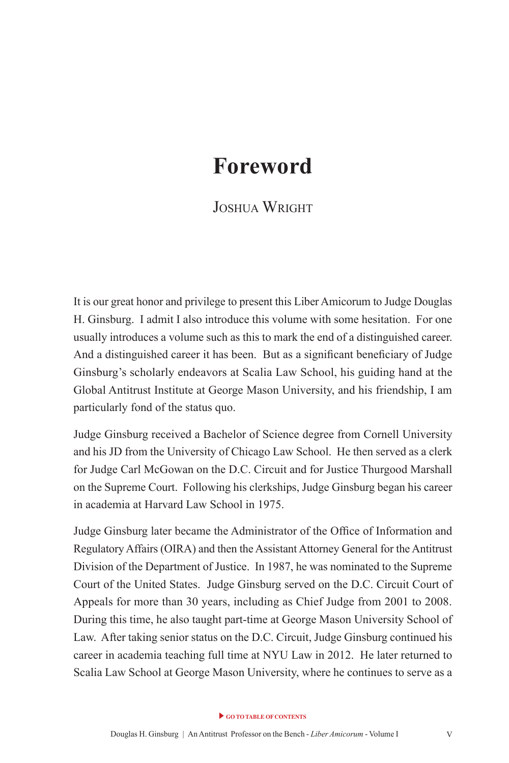# Foreword

JOSHUA WRIGHT

It is our great honor and privilege to present this Liber Amicorum to Judge Douglas H. Ginsburg. I admit I also introduce this volume with some hesitation. For one usually introduces a volume such as this to mark the end of a distinguished career. And a distinguished career it has been. But as a significant beneficiary of Judge Ginsburg's scholarly endeavors at Scalia Law School, his guiding hand at the Global Antitrust Institute at George Mason University, and his friendship, I am particularly fond of the status quo.

Judge Ginsburg received a Bachelor of Science degree from Cornell University and his JD from the University of Chicago Law School. He then served as a clerk for Judge Carl McGowan on the D.C. Circuit and for Justice Thurgood Marshall on the Supreme Court. Following his clerkships, Judge Ginsburg began his career in academia at Harvard Law School in 1975.

Judge Ginsburg later became the Administrator of the Office of Information and Regulatory Affairs (OIRA) and then the Assistant Attorney General for the Antitrust Division of the Department of Justice. In 1987, he was nominated to the Supreme Court of the United States. Judge Ginsburg served on the D.C. Circuit Court of Appeals for more than 30 years, including as Chief Judge from 2001 to 2008. During this time, he also taught part-time at George Mason University School of Law. After taking senior status on the D.C. Circuit, Judge Ginsburg continued his career in academia teaching full time at NYU Law in 2012. He later returned to Scalia Law School at George Mason University, where he continues to serve as a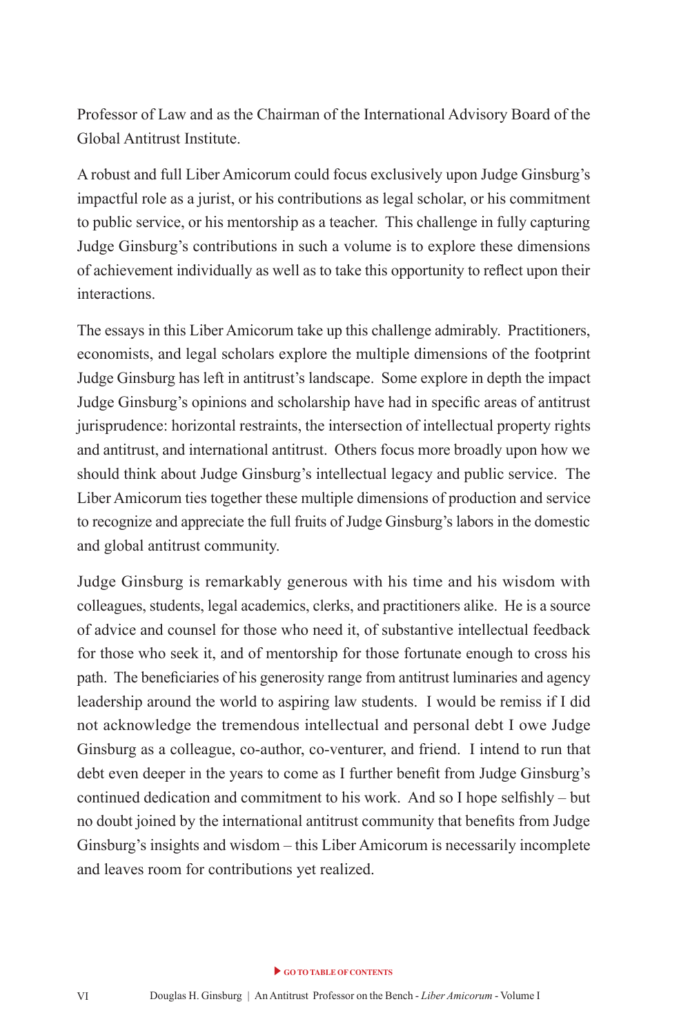Professor of Law and as the Chairman of the International Advisory Board of the Global Antitrust Institute.

A robust and full Liber Amicorum could focus exclusively upon Judge Ginsburg's impactful role as a jurist, or his contributions as legal scholar, or his commitment to public service, or his mentorship as a teacher. This challenge in fully capturing Judge Ginsburg's contributions in such a volume is to explore these dimensions of achievement individually as well as to take this opportunity to reflect upon their interactions.

The essays in this Liber Amicorum take up this challenge admirably. Practitioners, economists, and legal scholars explore the multiple dimensions of the footprint Judge Ginsburg has left in antitrust's landscape. Some explore in depth the impact Judge Ginsburg's opinions and scholarship have had in specific areas of antitrust jurisprudence: horizontal restraints, the intersection of intellectual property rights and antitrust, and international antitrust. Others focus more broadly upon how we should think about Judge Ginsburg's intellectual legacy and public service. The Liber Amicorum ties together these multiple dimensions of production and service to recognize and appreciate the full fruits of Judge Ginsburg's labors in the domestic and global antitrust community.

Judge Ginsburg is remarkably generous with his time and his wisdom with colleagues, students, legal academics, clerks, and practitioners alike. He is a source of advice and counsel for those who need it, of substantive intellectual feedback for those who seek it, and of mentorship for those fortunate enough to cross his path. The beneficiaries of his generosity range from antitrust luminaries and agency leadership around the world to aspiring law students. I would be remiss if I did not acknowledge the tremendous intellectual and personal debt I owe Judge Ginsburg as a colleague, co-author, co-venturer, and friend. I intend to run that debt even deeper in the years to come as I further benefit from Judge Ginsburg's continued dedication and commitment to his work. And so I hope selfishly – but no doubt joined by the international antitrust community that benefits from Judge Ginsburg's insights and wisdom – this Liber Amicorum is necessarily incomplete and leaves room for contributions yet realized.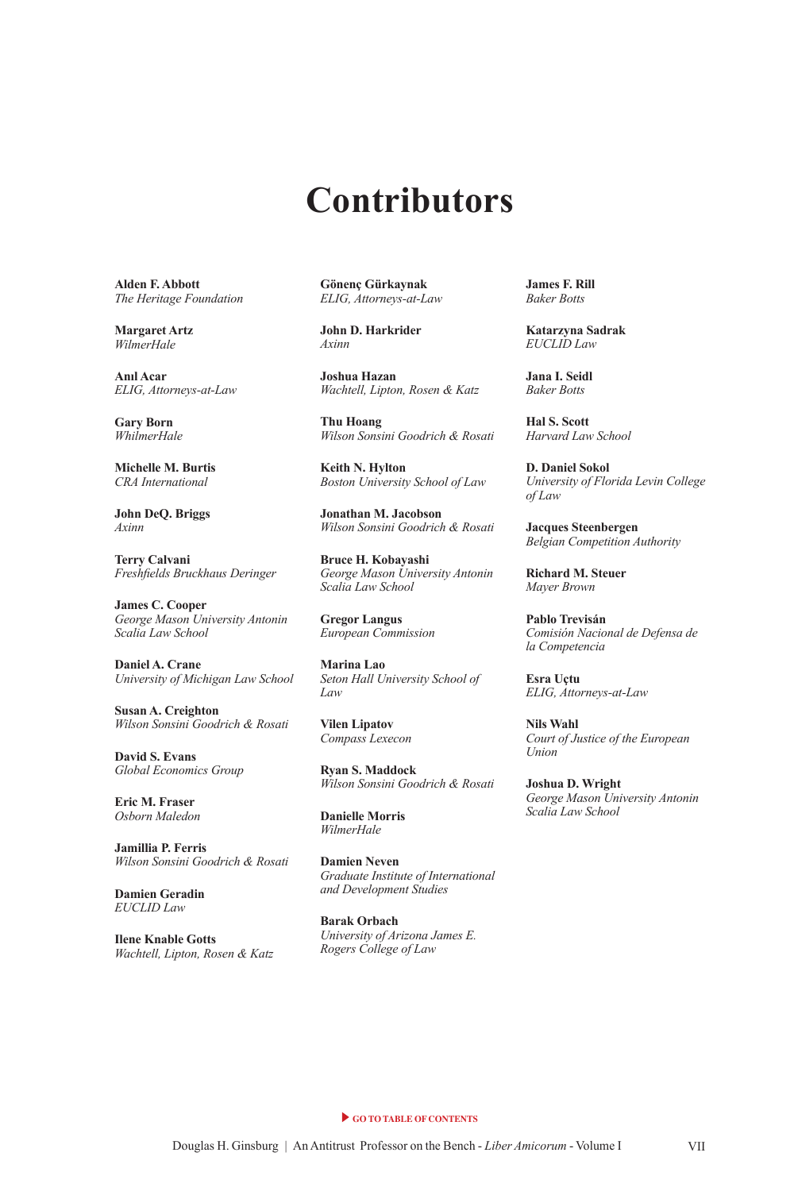# Contributors

**Alden F. Abbott**
*The Heritage Foundation*

**Margaret Artz**
*WilmerHale*

**Anıl Acar**
*ELIG, Attorneys-at-Law*

**Gary Born**
*WhilmerHale*

**Michelle M. Burtis**
*CRA International*

**John DeQ. Briggs**
*Axinn*

**Terry Calvani**
*Freshfields Bruckhaus Deringer*

**James C. Cooper**
*George Mason University Antonin Scalia Law School*

**Daniel A. Crane**
*University of Michigan Law School*

**Susan A. Creighton**
*Wilson Sonsini Goodrich & Rosati*

**David S. Evans**
*Global Economics Group*

**Eric M. Fraser**
*Osborn Maledon*

**Jamillia P. Ferris**
*Wilson Sonsini Goodrich & Rosati*

**Damien Geradin**
*EUCLID Law*

**Ilene Knable Gotts**
*Wachtell, Lipton, Rosen & Katz*

**Gönenç Gürkaynak**
*ELIG, Attorneys-at-Law*

**John D. Harkrider**
*Axinn*

**Joshua Hazan**
*Wachtell, Lipton, Rosen & Katz*

**Thu Hoang**
*Wilson Sonsini Goodrich & Rosati*

**Keith N. Hylton**
*Boston University School of Law*

**Jonathan M. Jacobson**
*Wilson Sonsini Goodrich & Rosati*

**Bruce H. Kobayashi**
*George Mason University Antonin Scalia Law School*

**Gregor Langus**
*European Commission*

**Marina Lao**
*Seton Hall University School of Law*

**Vilen Lipatov**
*Compass Lexecon*

**Ryan S. Maddock**
*Wilson Sonsini Goodrich & Rosati*

**Danielle Morris**
*WilmerHale*

**Damien Neven**
*Graduate Institute of International and Development Studies*

**Barak Orbach**
*University of Arizona James E. Rogers College of Law*

**James F. Rill**
*Baker Botts*

**Katarzyna Sadrak**
*EUCLID Law*

**Jana I. Seidl**
*Baker Botts*

**Hal S. Scott**
*Harvard Law School*

**D. Daniel Sokol**
*University of Florida Levin College of Law*

**Jacques Steenbergen**
*Belgian Competition Authority*

**Richard M. Steuer**
*Mayer Brown*

**Pablo Trevisán**
*Comisión Nacional de Defensa de la Competencia*

**Esra Uçtu**
*ELIG, Attorneys-at-Law*

**Nils Wahl**
*Court of Justice of the European Union*

**Joshua D. Wright**
*George Mason University Antonin Scalia Law School*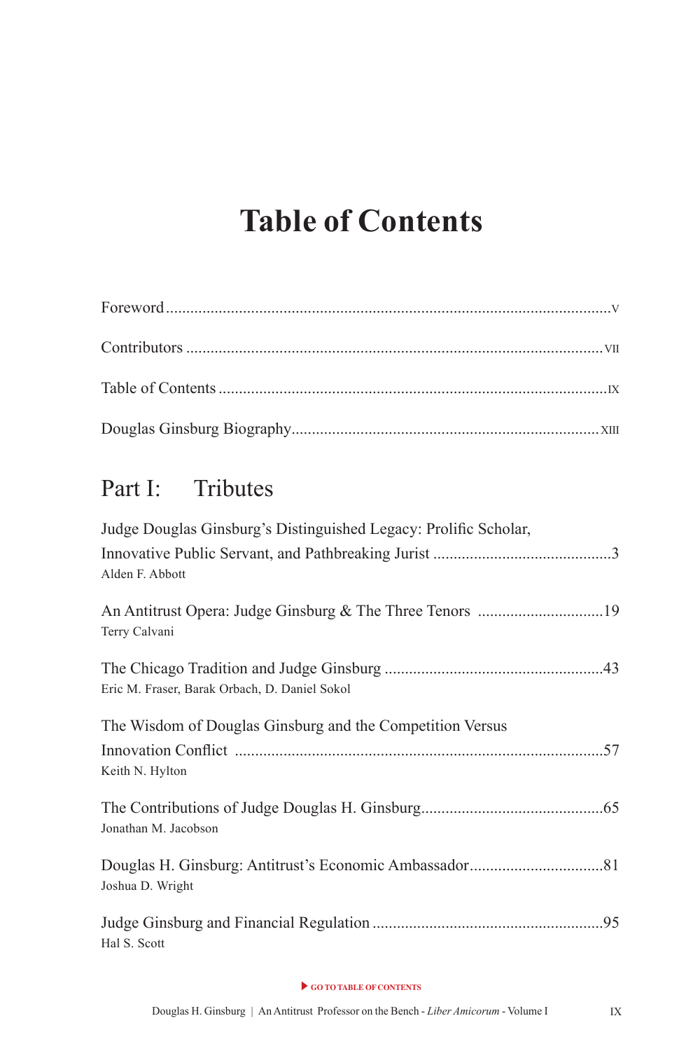# Table of Contents

Foreword .......... V

Contributors .......... VII

Table of Contents .......... IX

Douglas Ginsburg Biography .......... XIII

## Part I: Tributes

Judge Douglas Ginsburg's Distinguished Legacy: Prolific Scholar, Innovative Public Servant, and Pathbreaking Jurist .......... 3
Alden F. Abbott

An Antitrust Opera: Judge Ginsburg & The Three Tenors .......... 19
Terry Calvani

The Chicago Tradition and Judge Ginsburg .......... 43
Eric M. Fraser, Barak Orbach, D. Daniel Sokol

The Wisdom of Douglas Ginsburg and the Competition Versus Innovation Conflict .......... 57
Keith N. Hylton

The Contributions of Judge Douglas H. Ginsburg .......... 65
Jonathan M. Jacobson

Douglas H. Ginsburg: Antitrust's Economic Ambassador .......... 81
Joshua D. Wright

Judge Ginsburg and Financial Regulation .......... 95
Hal S. Scott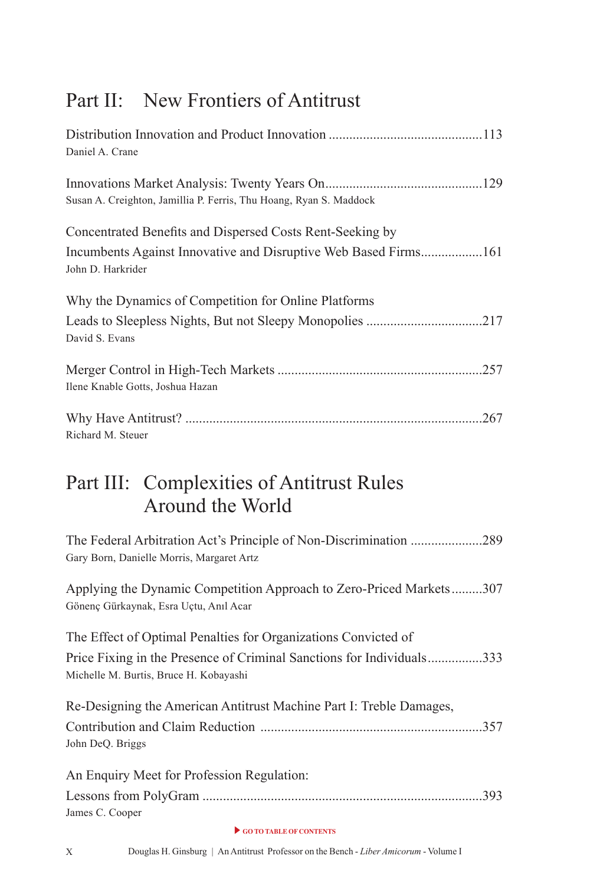## Part II: New Frontiers of Antitrust

Distribution Innovation and Product Innovation .............................................113
Daniel A. Crane

Innovations Market Analysis: Twenty Years On.............................................129
Susan A. Creighton, Jamillia P. Ferris, Thu Hoang, Ryan S. Maddock

Concentrated Benefits and Dispersed Costs Rent-Seeking by Incumbents Against Innovative and Disruptive Web Based Firms.................161
John D. Harkrider

Why the Dynamics of Competition for Online Platforms Leads to Sleepless Nights, But not Sleepy Monopolies .................................217
David S. Evans

Merger Control in High-Tech Markets ...........................................................257
Ilene Knable Gotts, Joshua Hazan

Why Have Antitrust? ......................................................................................267
Richard M. Steuer

## Part III: Complexities of Antitrust Rules Around the World

The Federal Arbitration Act's Principle of Non-Discrimination .....................289
Gary Born, Danielle Morris, Margaret Artz

Applying the Dynamic Competition Approach to Zero-Priced Markets.........307
Gönenç Gürkaynak, Esra Uçtu, Anıl Acar

The Effect of Optimal Penalties for Organizations Convicted of Price Fixing in the Presence of Criminal Sanctions for Individuals................333
Michelle M. Burtis, Bruce H. Kobayashi

Re-Designing the American Antitrust Machine Part I: Treble Damages, Contribution and Claim Reduction ................................................................357
John DeQ. Briggs

An Enquiry Meet for Profession Regulation: Lessons from PolyGram .................................................................................393
James C. Cooper

GO TO TABLE OF CONTENTS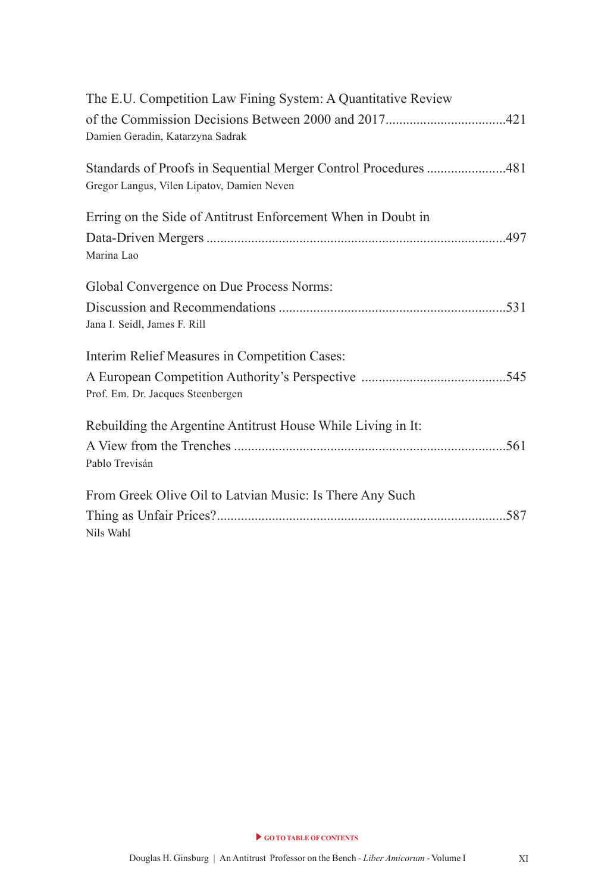The E.U. Competition Law Fining System: A Quantitative Review of the Commission Decisions Between 2000 and 2017..................................421
Damien Geradin, Katarzyna Sadrak

Standards of Proofs in Sequential Merger Control Procedures .......................481
Gregor Langus, Vilen Lipatov, Damien Neven

Erring on the Side of Antitrust Enforcement When in Doubt in Data-Driven Mergers .....................................................................................497
Marina Lao

Global Convergence on Due Process Norms: Discussion and Recommendations .................................................................531
Jana I. Seidl, James F. Rill

Interim Relief Measures in Competition Cases: A European Competition Authority's Perspective ..........................................545
Prof. Em. Dr. Jacques Steenbergen

Rebuilding the Argentine Antitrust House While Living in It: A View from the Trenches .............................................................................561
Pablo Trevisán

From Greek Olive Oil to Latvian Music: Is There Any Such Thing as Unfair Prices?..................................................................................587
Nils Wahl

GO TO TABLE OF CONTENTS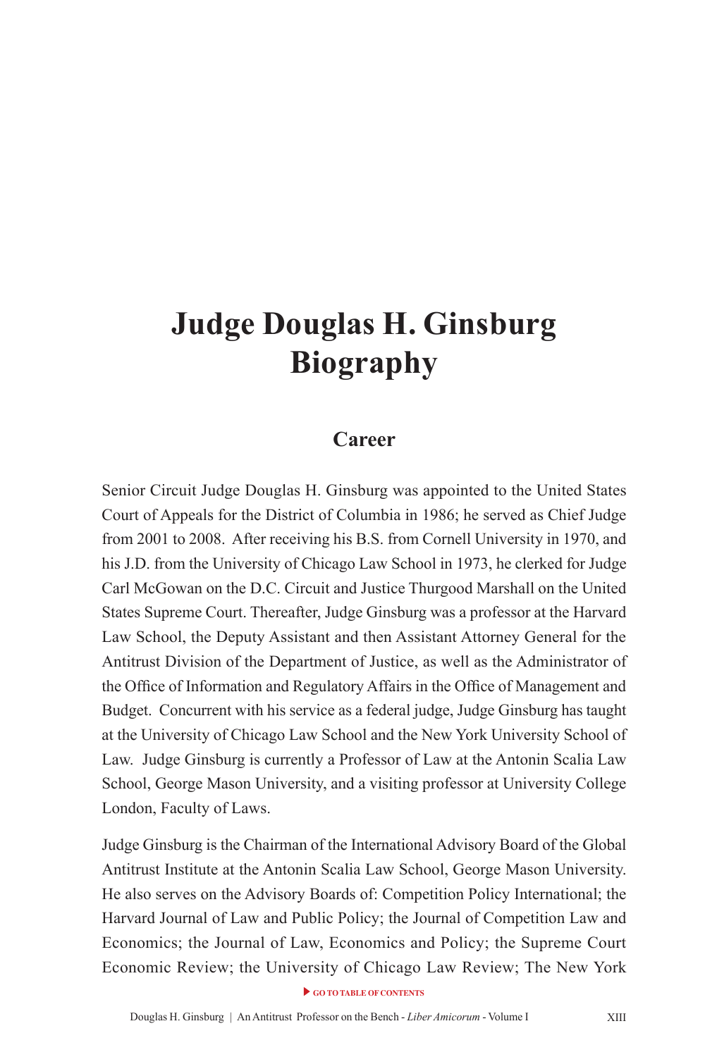# Judge Douglas H. Ginsburg Biography

## Career

Senior Circuit Judge Douglas H. Ginsburg was appointed to the United States Court of Appeals for the District of Columbia in 1986; he served as Chief Judge from 2001 to 2008. After receiving his B.S. from Cornell University in 1970, and his J.D. from the University of Chicago Law School in 1973, he clerked for Judge Carl McGowan on the D.C. Circuit and Justice Thurgood Marshall on the United States Supreme Court. Thereafter, Judge Ginsburg was a professor at the Harvard Law School, the Deputy Assistant and then Assistant Attorney General for the Antitrust Division of the Department of Justice, as well as the Administrator of the Office of Information and Regulatory Affairs in the Office of Management and Budget. Concurrent with his service as a federal judge, Judge Ginsburg has taught at the University of Chicago Law School and the New York University School of Law. Judge Ginsburg is currently a Professor of Law at the Antonin Scalia Law School, George Mason University, and a visiting professor at University College London, Faculty of Laws.

Judge Ginsburg is the Chairman of the International Advisory Board of the Global Antitrust Institute at the Antonin Scalia Law School, George Mason University. He also serves on the Advisory Boards of: Competition Policy International; the Harvard Journal of Law and Public Policy; the Journal of Competition Law and Economics; the Journal of Law, Economics and Policy; the Supreme Court Economic Review; the University of Chicago Law Review; The New York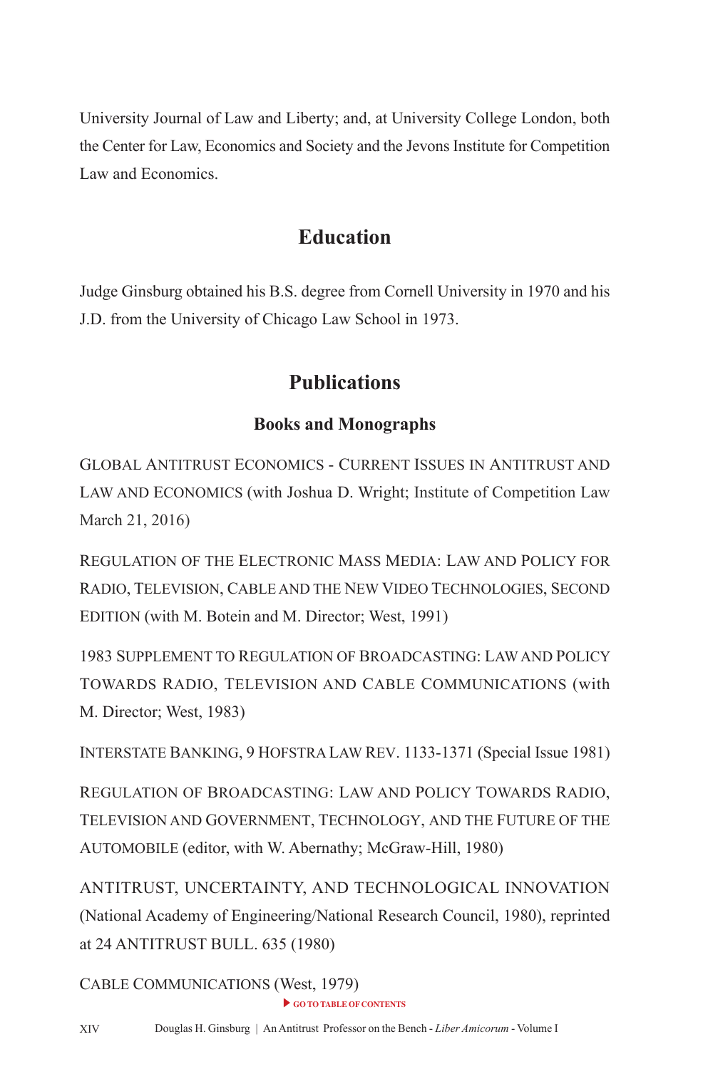University Journal of Law and Liberty; and, at University College London, both the Center for Law, Economics and Society and the Jevons Institute for Competition Law and Economics.

## Education

Judge Ginsburg obtained his B.S. degree from Cornell University in 1970 and his J.D. from the University of Chicago Law School in 1973.

## Publications

### Books and Monographs

GLOBAL ANTITRUST ECONOMICS - CURRENT ISSUES IN ANTITRUST AND LAW AND ECONOMICS (with Joshua D. Wright; Institute of Competition Law March 21, 2016)

REGULATION OF THE ELECTRONIC MASS MEDIA: LAW AND POLICY FOR RADIO, TELEVISION, CABLE AND THE NEW VIDEO TECHNOLOGIES, SECOND EDITION (with M. Botein and M. Director; West, 1991)

1983 SUPPLEMENT TO REGULATION OF BROADCASTING: LAW AND POLICY TOWARDS RADIO, TELEVISION AND CABLE COMMUNICATIONS (with M. Director; West, 1983)

INTERSTATE BANKING, 9 HOFSTRA LAW REV. 1133-1371 (Special Issue 1981)

REGULATION OF BROADCASTING: LAW AND POLICY TOWARDS RADIO, TELEVISION AND GOVERNMENT, TECHNOLOGY, AND THE FUTURE OF THE AUTOMOBILE (editor, with W. Abernathy; McGraw-Hill, 1980)

ANTITRUST, UNCERTAINTY, AND TECHNOLOGICAL INNOVATION (National Academy of Engineering/National Research Council, 1980), reprinted at 24 ANTITRUST BULL. 635 (1980)

CABLE COMMUNICATIONS (West, 1979)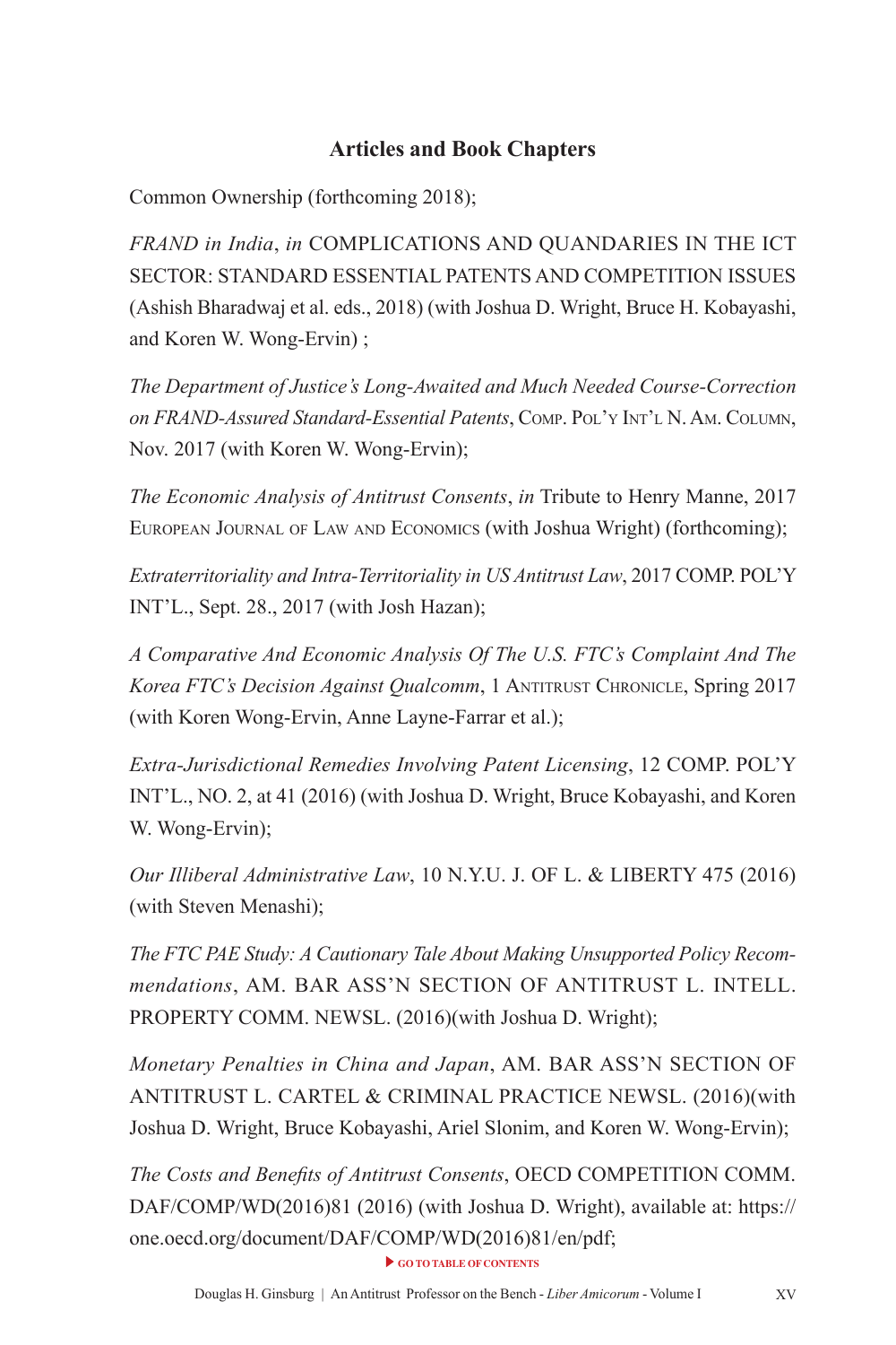## Articles and Book Chapters

Common Ownership (forthcoming 2018);

*FRAND in India*, *in* COMPLICATIONS AND QUANDARIES IN THE ICT SECTOR: STANDARD ESSENTIAL PATENTS AND COMPETITION ISSUES (Ashish Bharadwaj et al. eds., 2018) (with Joshua D. Wright, Bruce H. Kobayashi, and Koren W. Wong-Ervin) ;

*The Department of Justice's Long-Awaited and Much Needed Course-Correction on FRAND-Assured Standard-Essential Patents*, COMP. POL'Y INT'L N. AM. COLUMN, Nov. 2017 (with Koren W. Wong-Ervin);

*The Economic Analysis of Antitrust Consents*, *in* Tribute to Henry Manne, 2017 EUROPEAN JOURNAL OF LAW AND ECONOMICS (with Joshua Wright) (forthcoming);

*Extraterritoriality and Intra-Territoriality in US Antitrust Law*, 2017 COMP. POL'Y INT'L., Sept. 28., 2017 (with Josh Hazan);

*A Comparative And Economic Analysis Of The U.S. FTC's Complaint And The Korea FTC's Decision Against Qualcomm*, 1 ANTITRUST CHRONICLE, Spring 2017 (with Koren Wong-Ervin, Anne Layne-Farrar et al.);

*Extra-Jurisdictional Remedies Involving Patent Licensing*, 12 COMP. POL'Y INT'L., NO. 2, at 41 (2016) (with Joshua D. Wright, Bruce Kobayashi, and Koren W. Wong-Ervin);

*Our Illiberal Administrative Law*, 10 N.Y.U. J. OF L. & LIBERTY 475 (2016) (with Steven Menashi);

*The FTC PAE Study: A Cautionary Tale About Making Unsupported Policy Recommendations*, AM. BAR ASS'N SECTION OF ANTITRUST L. INTELL. PROPERTY COMM. NEWSL. (2016)(with Joshua D. Wright);

*Monetary Penalties in China and Japan*, AM. BAR ASS'N SECTION OF ANTITRUST L. CARTEL & CRIMINAL PRACTICE NEWSL. (2016)(with Joshua D. Wright, Bruce Kobayashi, Ariel Slonim, and Koren W. Wong-Ervin);

*The Costs and Benefits of Antitrust Consents*, OECD COMPETITION COMM. DAF/COMP/WD(2016)81 (2016) (with Joshua D. Wright), available at: https://one.oecd.org/document/DAF/COMP/WD(2016)81/en/pdf;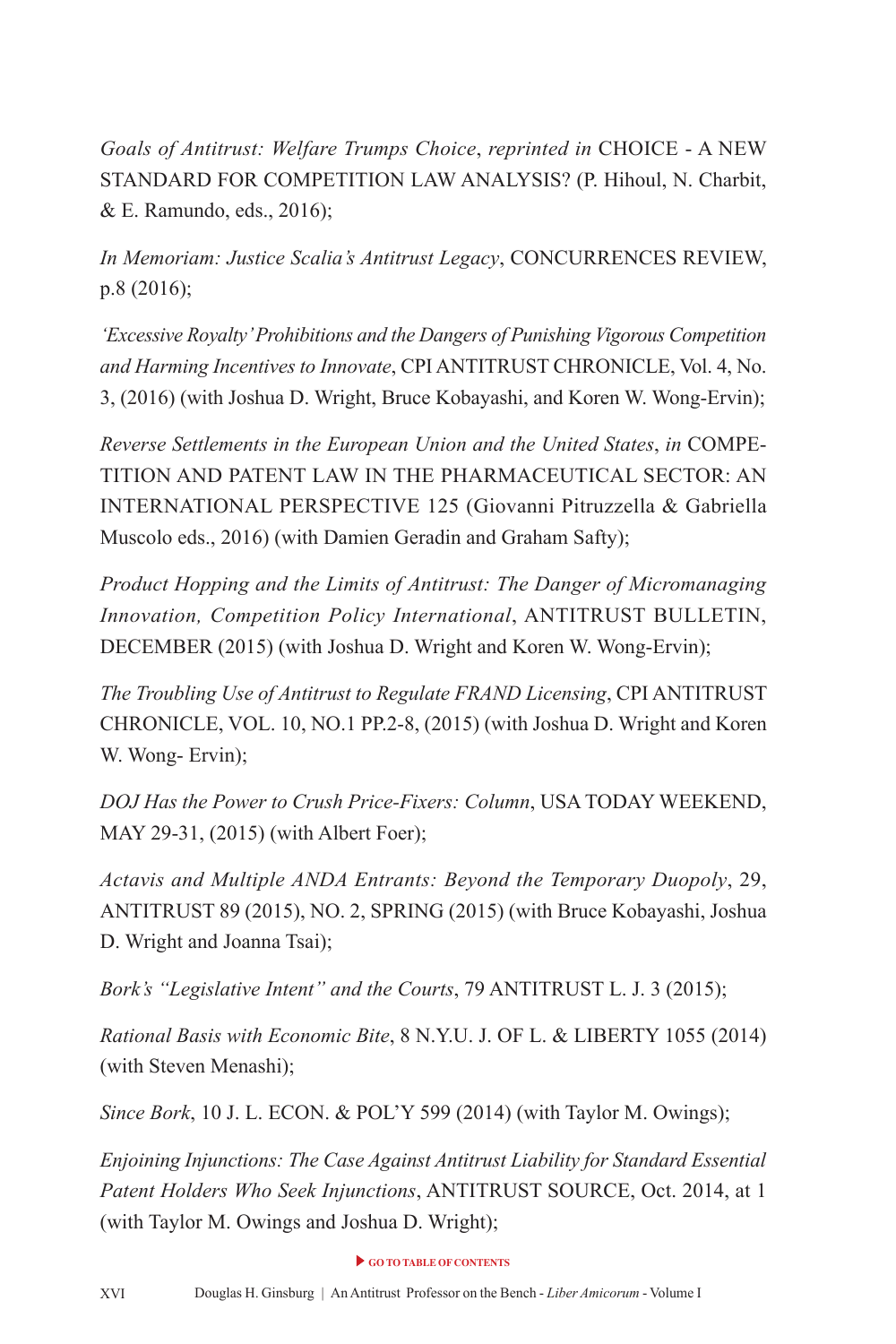*Goals of Antitrust: Welfare Trumps Choice*, *reprinted in* CHOICE - A NEW STANDARD FOR COMPETITION LAW ANALYSIS? (P. Hihoul, N. Charbit, & E. Ramundo, eds., 2016);

*In Memoriam: Justice Scalia's Antitrust Legacy*, CONCURRENCES REVIEW, p.8 (2016);

*'Excessive Royalty' Prohibitions and the Dangers of Punishing Vigorous Competition and Harming Incentives to Innovate*, CPI ANTITRUST CHRONICLE, Vol. 4, No. 3, (2016) (with Joshua D. Wright, Bruce Kobayashi, and Koren W. Wong-Ervin);

*Reverse Settlements in the European Union and the United States*, *in* COMPETITION AND PATENT LAW IN THE PHARMACEUTICAL SECTOR: AN INTERNATIONAL PERSPECTIVE 125 (Giovanni Pitruzzella & Gabriella Muscolo eds., 2016) (with Damien Geradin and Graham Safty);

*Product Hopping and the Limits of Antitrust: The Danger of Micromanaging Innovation, Competition Policy International*, ANTITRUST BULLETIN, DECEMBER (2015) (with Joshua D. Wright and Koren W. Wong-Ervin);

*The Troubling Use of Antitrust to Regulate FRAND Licensing*, CPI ANTITRUST CHRONICLE, VOL. 10, NO.1 PP.2-8, (2015) (with Joshua D. Wright and Koren W. Wong- Ervin);

*DOJ Has the Power to Crush Price-Fixers: Column*, USA TODAY WEEKEND, MAY 29-31, (2015) (with Albert Foer);

*Actavis and Multiple ANDA Entrants: Beyond the Temporary Duopoly*, 29, ANTITRUST 89 (2015), NO. 2, SPRING (2015) (with Bruce Kobayashi, Joshua D. Wright and Joanna Tsai);

*Bork's "Legislative Intent" and the Courts*, 79 ANTITRUST L. J. 3 (2015);

*Rational Basis with Economic Bite*, 8 N.Y.U. J. OF L. & LIBERTY 1055 (2014) (with Steven Menashi);

*Since Bork*, 10 J. L. ECON. & POL'Y 599 (2014) (with Taylor M. Owings);

*Enjoining Injunctions: The Case Against Antitrust Liability for Standard Essential Patent Holders Who Seek Injunctions*, ANTITRUST SOURCE, Oct. 2014, at 1 (with Taylor M. Owings and Joshua D. Wright);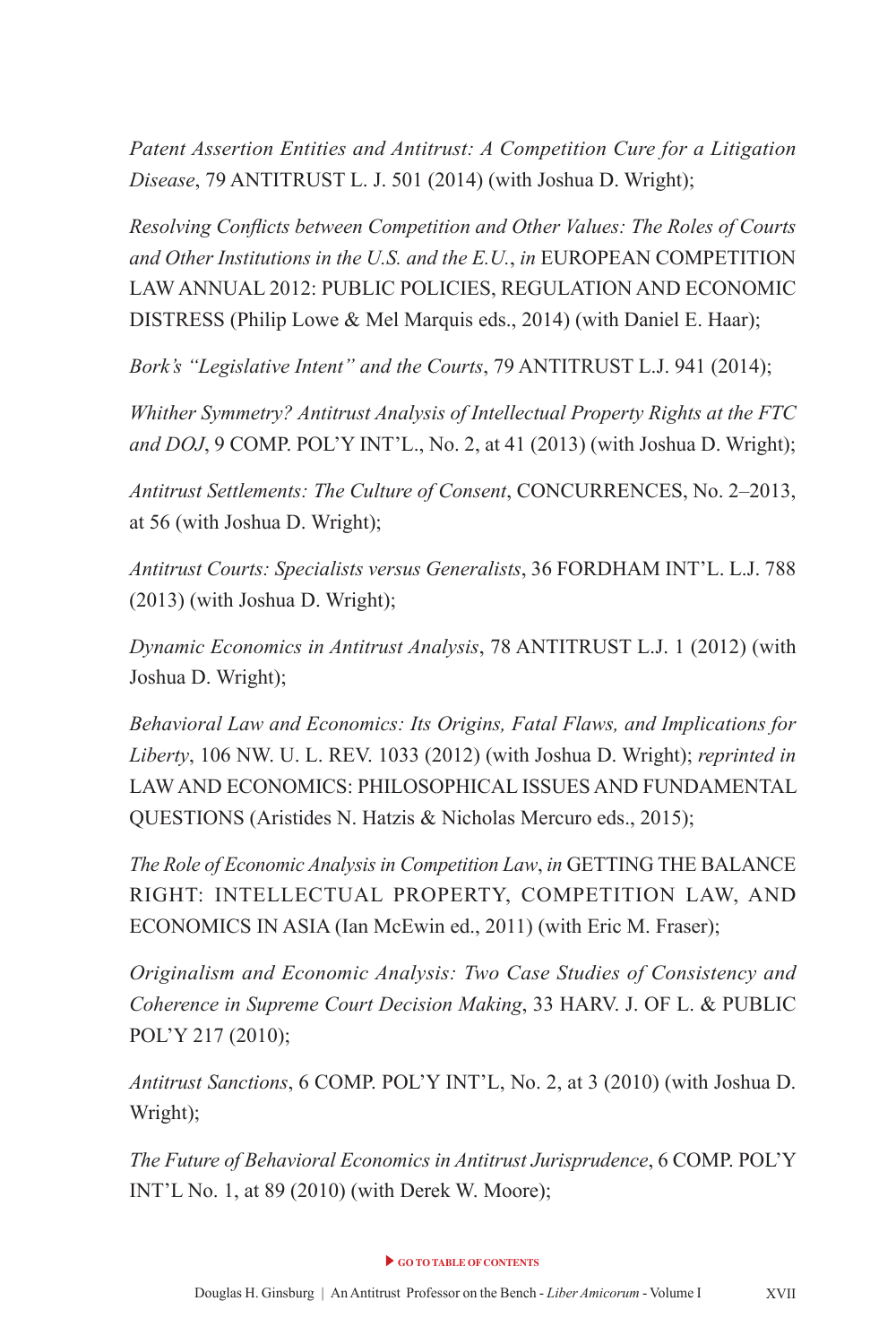*Patent Assertion Entities and Antitrust: A Competition Cure for a Litigation Disease*, 79 ANTITRUST L. J. 501 (2014) (with Joshua D. Wright);

*Resolving Conflicts between Competition and Other Values: The Roles of Courts and Other Institutions in the U.S. and the E.U.*, *in* EUROPEAN COMPETITION LAW ANNUAL 2012: PUBLIC POLICIES, REGULATION AND ECONOMIC DISTRESS (Philip Lowe & Mel Marquis eds., 2014) (with Daniel E. Haar);

*Bork's "Legislative Intent" and the Courts*, 79 ANTITRUST L.J. 941 (2014);

*Whither Symmetry? Antitrust Analysis of Intellectual Property Rights at the FTC and DOJ*, 9 COMP. POL'Y INT'L., No. 2, at 41 (2013) (with Joshua D. Wright);

*Antitrust Settlements: The Culture of Consent*, CONCURRENCES, No. 2–2013, at 56 (with Joshua D. Wright);

*Antitrust Courts: Specialists versus Generalists*, 36 FORDHAM INT'L. L.J. 788 (2013) (with Joshua D. Wright);

*Dynamic Economics in Antitrust Analysis*, 78 ANTITRUST L.J. 1 (2012) (with Joshua D. Wright);

*Behavioral Law and Economics: Its Origins, Fatal Flaws, and Implications for Liberty*, 106 NW. U. L. REV. 1033 (2012) (with Joshua D. Wright); *reprinted in* LAW AND ECONOMICS: PHILOSOPHICAL ISSUES AND FUNDAMENTAL QUESTIONS (Aristides N. Hatzis & Nicholas Mercuro eds., 2015);

*The Role of Economic Analysis in Competition Law*, *in* GETTING THE BALANCE RIGHT: INTELLECTUAL PROPERTY, COMPETITION LAW, AND ECONOMICS IN ASIA (Ian McEwin ed., 2011) (with Eric M. Fraser);

*Originalism and Economic Analysis: Two Case Studies of Consistency and Coherence in Supreme Court Decision Making*, 33 HARV. J. OF L. & PUBLIC POL'Y 217 (2010);

*Antitrust Sanctions*, 6 COMP. POL'Y INT'L, No. 2, at 3 (2010) (with Joshua D. Wright);

*The Future of Behavioral Economics in Antitrust Jurisprudence*, 6 COMP. POL'Y INT'L No. 1, at 89 (2010) (with Derek W. Moore);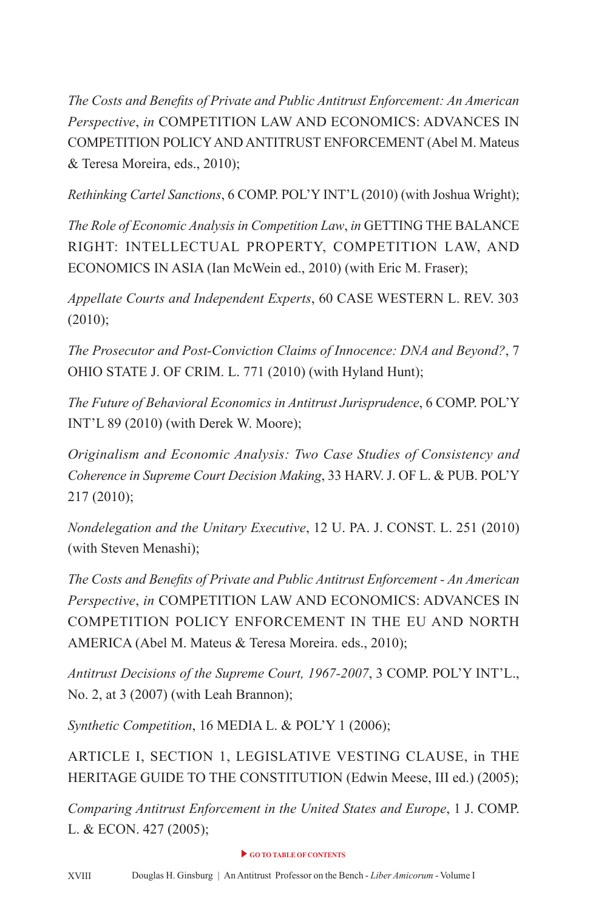*The Costs and Benefits of Private and Public Antitrust Enforcement: An American Perspective*, *in* COMPETITION LAW AND ECONOMICS: ADVANCES IN COMPETITION POLICY AND ANTITRUST ENFORCEMENT (Abel M. Mateus & Teresa Moreira, eds., 2010);

*Rethinking Cartel Sanctions*, 6 COMP. POL'Y INT'L (2010) (with Joshua Wright);

*The Role of Economic Analysis in Competition Law*, *in* GETTING THE BALANCE RIGHT: INTELLECTUAL PROPERTY, COMPETITION LAW, AND ECONOMICS IN ASIA (Ian McWein ed., 2010) (with Eric M. Fraser);

*Appellate Courts and Independent Experts*, 60 CASE WESTERN L. REV. 303 (2010);

*The Prosecutor and Post-Conviction Claims of Innocence: DNA and Beyond?*, 7 OHIO STATE J. OF CRIM. L. 771 (2010) (with Hyland Hunt);

*The Future of Behavioral Economics in Antitrust Jurisprudence*, 6 COMP. POL'Y INT'L 89 (2010) (with Derek W. Moore);

*Originalism and Economic Analysis: Two Case Studies of Consistency and Coherence in Supreme Court Decision Making*, 33 HARV. J. OF L. & PUB. POL'Y 217 (2010);

*Nondelegation and the Unitary Executive*, 12 U. PA. J. CONST. L. 251 (2010) (with Steven Menashi);

*The Costs and Benefits of Private and Public Antitrust Enforcement - An American Perspective*, *in* COMPETITION LAW AND ECONOMICS: ADVANCES IN COMPETITION POLICY ENFORCEMENT IN THE EU AND NORTH AMERICA (Abel M. Mateus & Teresa Moreira. eds., 2010);

*Antitrust Decisions of the Supreme Court, 1967-2007*, 3 COMP. POL'Y INT'L., No. 2, at 3 (2007) (with Leah Brannon);

*Synthetic Competition*, 16 MEDIA L. & POL'Y 1 (2006);

ARTICLE I, SECTION 1, LEGISLATIVE VESTING CLAUSE, in THE HERITAGE GUIDE TO THE CONSTITUTION (Edwin Meese, III ed.) (2005);

*Comparing Antitrust Enforcement in the United States and Europe*, 1 J. COMP. L. & ECON. 427 (2005);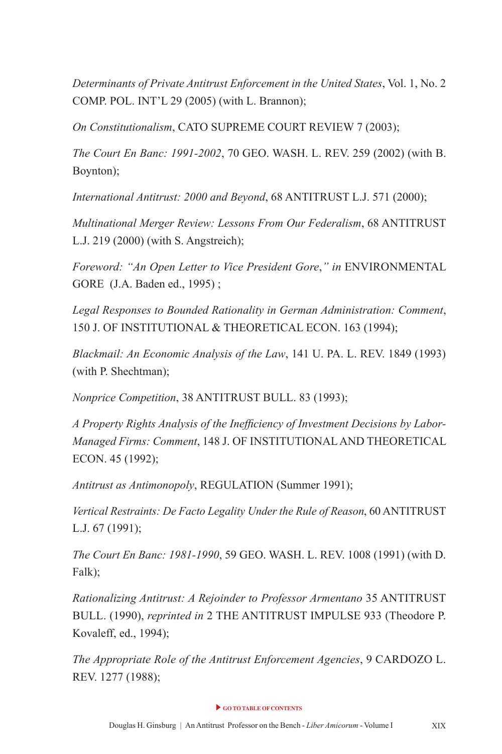*Determinants of Private Antitrust Enforcement in the United States*, Vol. 1, No. 2 COMP. POL. INT'L 29 (2005) (with L. Brannon);

*On Constitutionalism*, CATO SUPREME COURT REVIEW 7 (2003);

*The Court En Banc: 1991-2002*, 70 GEO. WASH. L. REV. 259 (2002) (with B. Boynton);

*International Antitrust: 2000 and Beyond*, 68 ANTITRUST L.J. 571 (2000);

*Multinational Merger Review: Lessons From Our Federalism*, 68 ANTITRUST L.J. 219 (2000) (with S. Angstreich);

*Foreword: "An Open Letter to Vice President Gore," in* ENVIRONMENTAL GORE (J.A. Baden ed., 1995) ;

*Legal Responses to Bounded Rationality in German Administration: Comment*, 150 J. OF INSTITUTIONAL & THEORETICAL ECON. 163 (1994);

*Blackmail: An Economic Analysis of the Law*, 141 U. PA. L. REV. 1849 (1993) (with P. Shechtman);

*Nonprice Competition*, 38 ANTITRUST BULL. 83 (1993);

*A Property Rights Analysis of the Inefficiency of Investment Decisions by Labor-Managed Firms: Comment*, 148 J. OF INSTITUTIONAL AND THEORETICAL ECON. 45 (1992);

*Antitrust as Antimonopoly*, REGULATION (Summer 1991);

*Vertical Restraints: De Facto Legality Under the Rule of Reason*, 60 ANTITRUST L.J. 67 (1991);

*The Court En Banc: 1981-1990*, 59 GEO. WASH. L. REV. 1008 (1991) (with D. Falk);

*Rationalizing Antitrust: A Rejoinder to Professor Armentano* 35 ANTITRUST BULL. (1990), *reprinted in* 2 THE ANTITRUST IMPULSE 933 (Theodore P. Kovaleff, ed., 1994);

*The Appropriate Role of the Antitrust Enforcement Agencies*, 9 CARDOZO L. REV. 1277 (1988);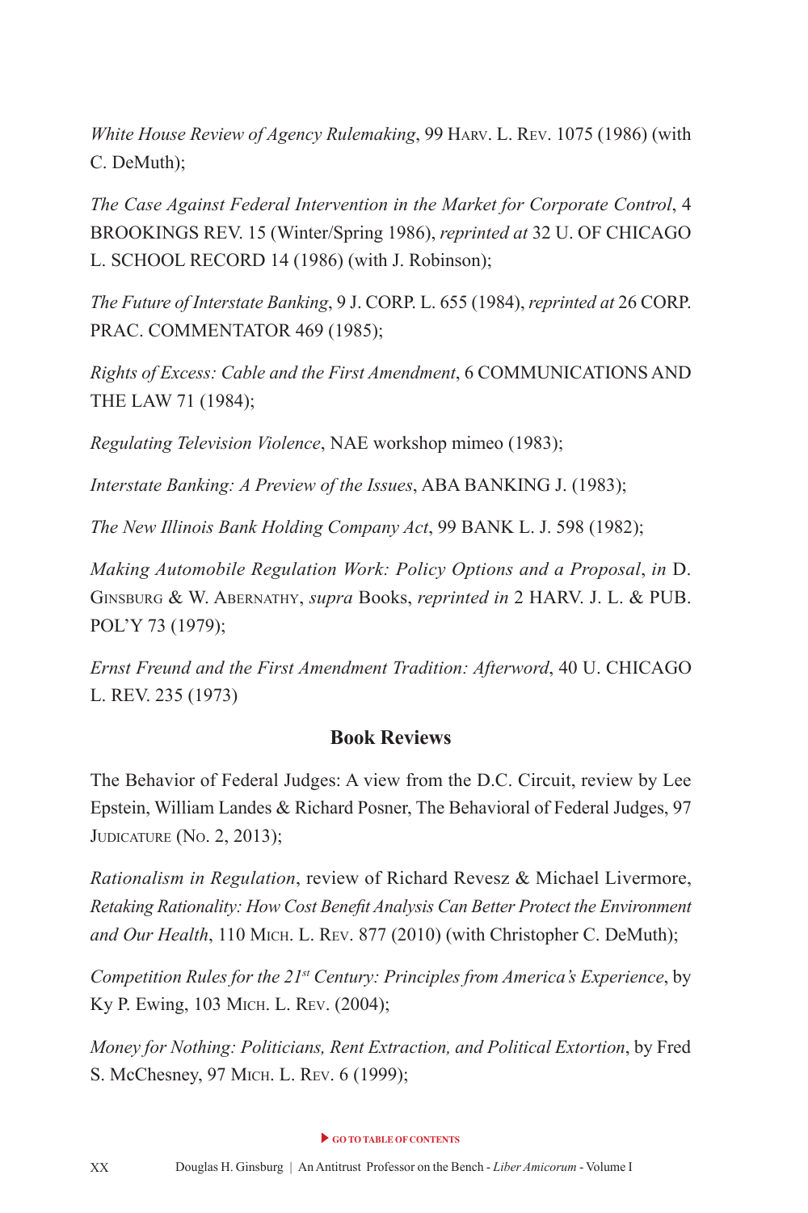*White House Review of Agency Rulemaking*, 99 Harv. L. Rev. 1075 (1986) (with C. DeMuth);

*The Case Against Federal Intervention in the Market for Corporate Control*, 4 BROOKINGS REV. 15 (Winter/Spring 1986), *reprinted at* 32 U. OF CHICAGO L. SCHOOL RECORD 14 (1986) (with J. Robinson);

*The Future of Interstate Banking*, 9 J. CORP. L. 655 (1984), *reprinted at* 26 CORP. PRAC. COMMENTATOR 469 (1985);

*Rights of Excess: Cable and the First Amendment*, 6 COMMUNICATIONS AND THE LAW 71 (1984);

*Regulating Television Violence*, NAE workshop mimeo (1983);

*Interstate Banking: A Preview of the Issues*, ABA BANKING J. (1983);

*The New Illinois Bank Holding Company Act*, 99 BANK L. J. 598 (1982);

*Making Automobile Regulation Work: Policy Options and a Proposal*, *in* D. Ginsburg & W. Abernathy, *supra* Books, *reprinted in* 2 HARV. J. L. & PUB. POL'Y 73 (1979);

*Ernst Freund and the First Amendment Tradition: Afterword*, 40 U. CHICAGO L. REV. 235 (1973)

### Book Reviews

The Behavior of Federal Judges: A view from the D.C. Circuit, review by Lee Epstein, William Landes & Richard Posner, The Behavioral of Federal Judges, 97 Judicature (No. 2, 2013);

*Rationalism in Regulation*, review of Richard Revesz & Michael Livermore, *Retaking Rationality: How Cost Benefit Analysis Can Better Protect the Environment and Our Health*, 110 Mich. L. Rev. 877 (2010) (with Christopher C. DeMuth);

*Competition Rules for the 21st Century: Principles from America's Experience*, by Ky P. Ewing, 103 Mich. L. Rev. (2004);

*Money for Nothing: Politicians, Rent Extraction, and Political Extortion*, by Fred S. McChesney, 97 Mich. L. Rev. 6 (1999);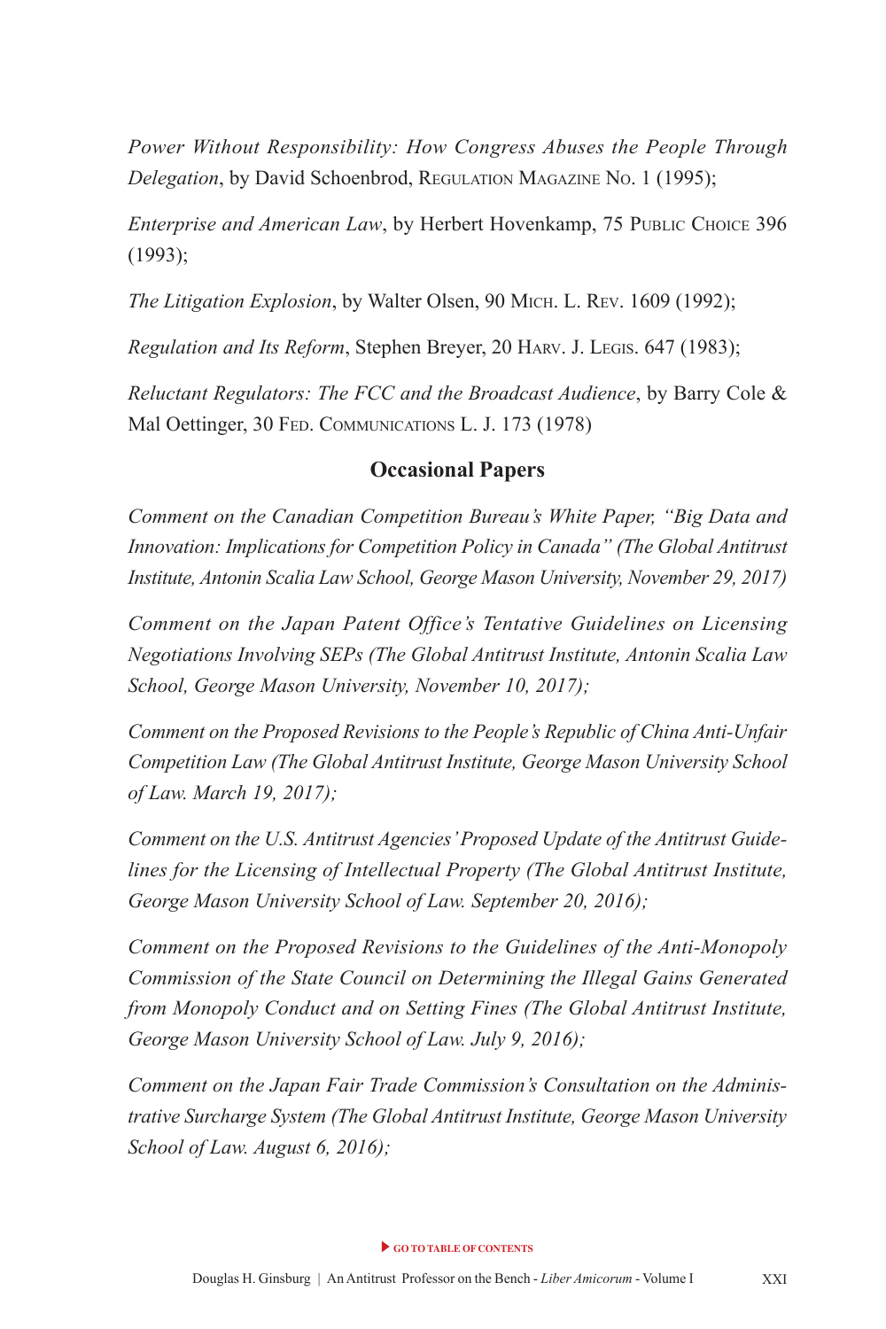*Power Without Responsibility: How Congress Abuses the People Through Delegation*, by David Schoenbrod, Regulation Magazine No. 1 (1995);

*Enterprise and American Law*, by Herbert Hovenkamp, 75 Public Choice 396 (1993);

*The Litigation Explosion*, by Walter Olsen, 90 Mich. L. Rev. 1609 (1992);

*Regulation and Its Reform*, Stephen Breyer, 20 Harv. J. Legis. 647 (1983);

*Reluctant Regulators: The FCC and the Broadcast Audience*, by Barry Cole & Mal Oettinger, 30 Fed. Communications L. J. 173 (1978)

## Occasional Papers

*Comment on the Canadian Competition Bureau's White Paper, "Big Data and Innovation: Implications for Competition Policy in Canada" (The Global Antitrust Institute, Antonin Scalia Law School, George Mason University, November 29, 2017)*

*Comment on the Japan Patent Office's Tentative Guidelines on Licensing Negotiations Involving SEPs (The Global Antitrust Institute, Antonin Scalia Law School, George Mason University, November 10, 2017);*

*Comment on the Proposed Revisions to the People's Republic of China Anti-Unfair Competition Law (The Global Antitrust Institute, George Mason University School of Law. March 19, 2017);*

*Comment on the U.S. Antitrust Agencies' Proposed Update of the Antitrust Guidelines for the Licensing of Intellectual Property (The Global Antitrust Institute, George Mason University School of Law. September 20, 2016);*

*Comment on the Proposed Revisions to the Guidelines of the Anti-Monopoly Commission of the State Council on Determining the Illegal Gains Generated from Monopoly Conduct and on Setting Fines (The Global Antitrust Institute, George Mason University School of Law. July 9, 2016);*

*Comment on the Japan Fair Trade Commission's Consultation on the Administrative Surcharge System (The Global Antitrust Institute, George Mason University School of Law. August 6, 2016);*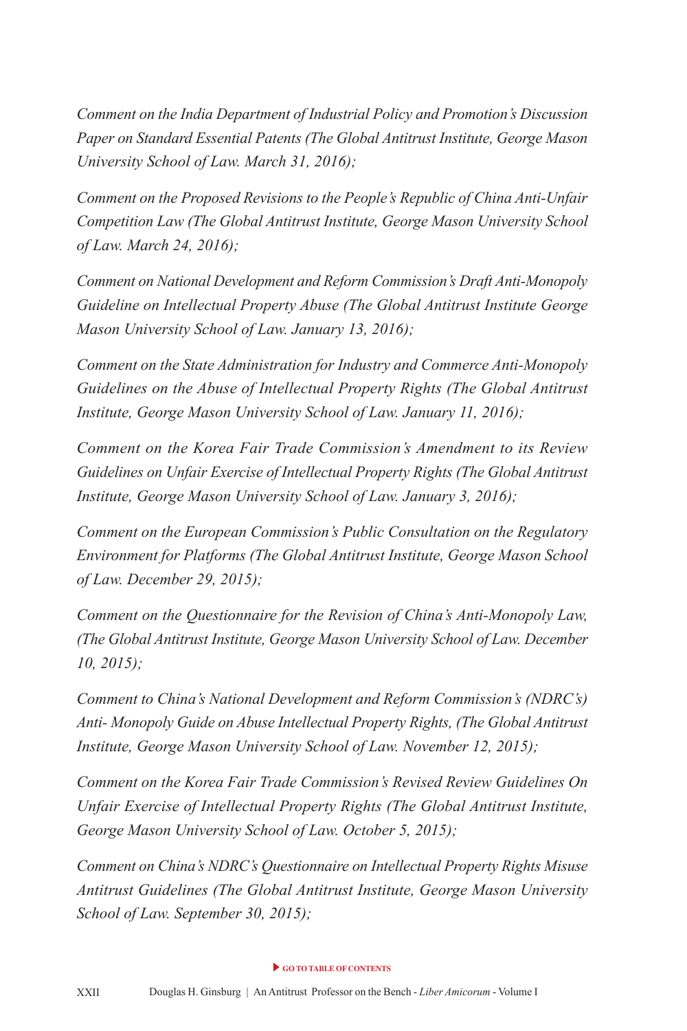*Comment on the India Department of Industrial Policy and Promotion's Discussion Paper on Standard Essential Patents (The Global Antitrust Institute, George Mason University School of Law. March 31, 2016);*

*Comment on the Proposed Revisions to the People's Republic of China Anti-Unfair Competition Law (The Global Antitrust Institute, George Mason University School of Law. March 24, 2016);*

*Comment on National Development and Reform Commission's Draft Anti-Monopoly Guideline on Intellectual Property Abuse (The Global Antitrust Institute George Mason University School of Law. January 13, 2016);*

*Comment on the State Administration for Industry and Commerce Anti-Monopoly Guidelines on the Abuse of Intellectual Property Rights (The Global Antitrust Institute, George Mason University School of Law. January 11, 2016);*

*Comment on the Korea Fair Trade Commission's Amendment to its Review Guidelines on Unfair Exercise of Intellectual Property Rights (The Global Antitrust Institute, George Mason University School of Law. January 3, 2016);*

*Comment on the European Commission's Public Consultation on the Regulatory Environment for Platforms (The Global Antitrust Institute, George Mason School of Law. December 29, 2015);*

*Comment on the Questionnaire for the Revision of China's Anti-Monopoly Law, (The Global Antitrust Institute, George Mason University School of Law. December 10, 2015);*

*Comment to China's National Development and Reform Commission's (NDRC's) Anti- Monopoly Guide on Abuse Intellectual Property Rights, (The Global Antitrust Institute, George Mason University School of Law. November 12, 2015);*

*Comment on the Korea Fair Trade Commission's Revised Review Guidelines On Unfair Exercise of Intellectual Property Rights (The Global Antitrust Institute, George Mason University School of Law. October 5, 2015);*

*Comment on China's NDRC's Questionnaire on Intellectual Property Rights Misuse Antitrust Guidelines (The Global Antitrust Institute, George Mason University School of Law. September 30, 2015);*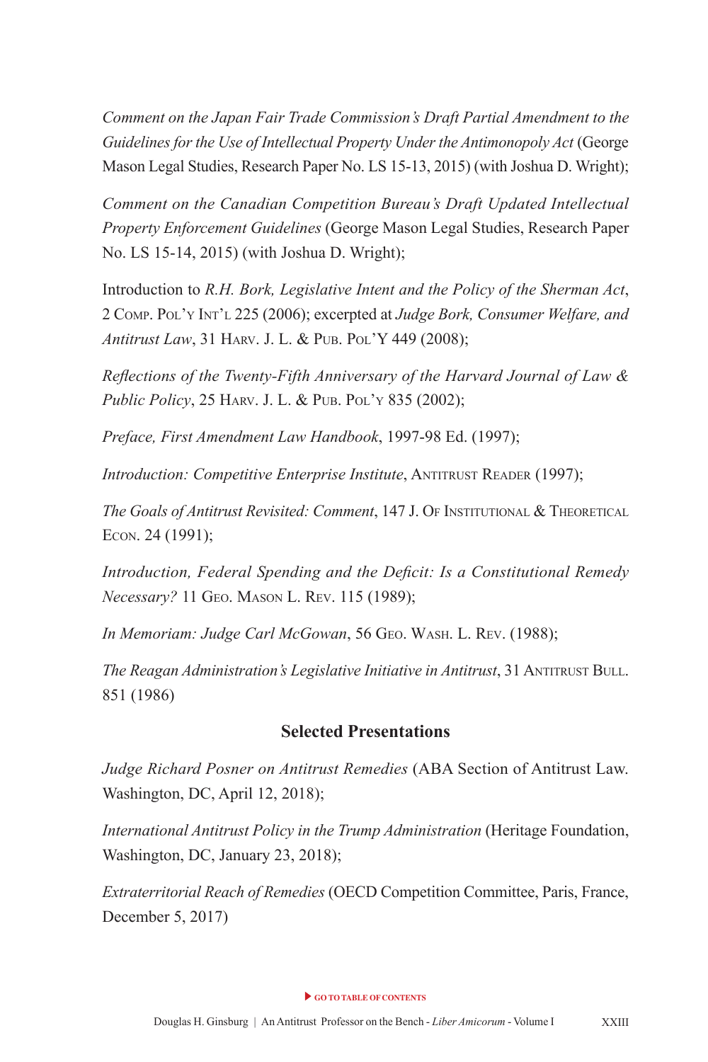*Comment on the Japan Fair Trade Commission's Draft Partial Amendment to the Guidelines for the Use of Intellectual Property Under the Antimonopoly Act* (George Mason Legal Studies, Research Paper No. LS 15-13, 2015) (with Joshua D. Wright);

*Comment on the Canadian Competition Bureau's Draft Updated Intellectual Property Enforcement Guidelines* (George Mason Legal Studies, Research Paper No. LS 15-14, 2015) (with Joshua D. Wright);

Introduction to *R.H. Bork, Legislative Intent and the Policy of the Sherman Act*, 2 Comp. Pol'y Int'l 225 (2006); excerpted at *Judge Bork, Consumer Welfare, and Antitrust Law*, 31 Harv. J. L. & Pub. Pol'Y 449 (2008);

*Reflections of the Twenty-Fifth Anniversary of the Harvard Journal of Law & Public Policy*, 25 Harv. J. L. & Pub. Pol'y 835 (2002);

*Preface, First Amendment Law Handbook*, 1997-98 Ed. (1997);

*Introduction: Competitive Enterprise Institute*, Antitrust Reader (1997);

*The Goals of Antitrust Revisited: Comment*, 147 J. Of Institutional & Theoretical Econ. 24 (1991);

*Introduction, Federal Spending and the Deficit: Is a Constitutional Remedy Necessary?* 11 Geo. Mason L. Rev. 115 (1989);

*In Memoriam: Judge Carl McGowan*, 56 Geo. Wash. L. Rev. (1988);

*The Reagan Administration's Legislative Initiative in Antitrust*, 31 Antitrust Bull. 851 (1986)

## Selected Presentations

*Judge Richard Posner on Antitrust Remedies* (ABA Section of Antitrust Law. Washington, DC, April 12, 2018);

*International Antitrust Policy in the Trump Administration* (Heritage Foundation, Washington, DC, January 23, 2018);

*Extraterritorial Reach of Remedies* (OECD Competition Committee, Paris, France, December 5, 2017)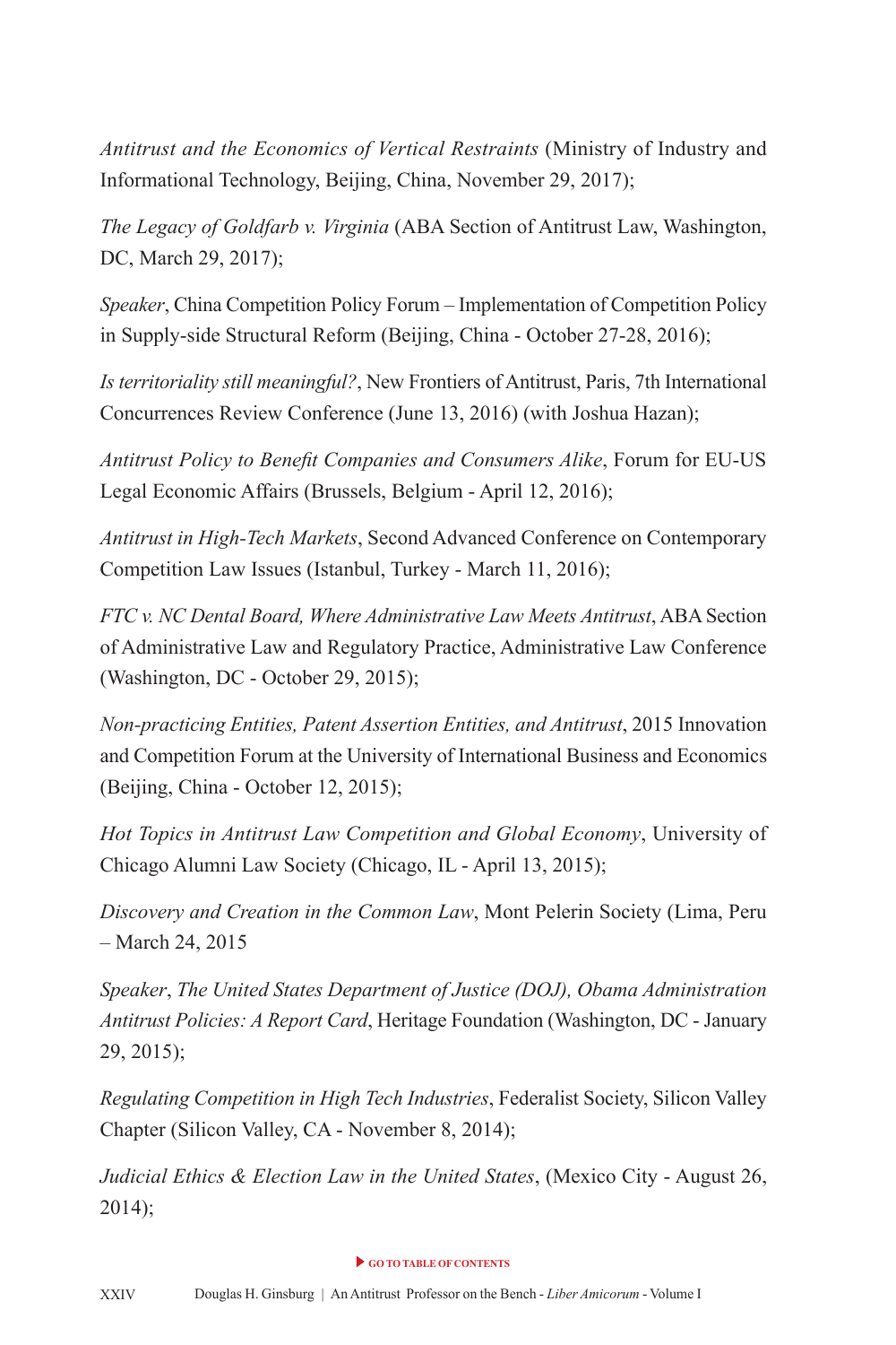*Antitrust and the Economics of Vertical Restraints* (Ministry of Industry and Informational Technology, Beijing, China, November 29, 2017);

*The Legacy of Goldfarb v. Virginia* (ABA Section of Antitrust Law, Washington, DC, March 29, 2017);

*Speaker*, China Competition Policy Forum – Implementation of Competition Policy in Supply-side Structural Reform (Beijing, China - October 27-28, 2016);

*Is territoriality still meaningful?*, New Frontiers of Antitrust, Paris, 7th International Concurrences Review Conference (June 13, 2016) (with Joshua Hazan);

*Antitrust Policy to Benefit Companies and Consumers Alike*, Forum for EU-US Legal Economic Affairs (Brussels, Belgium - April 12, 2016);

*Antitrust in High-Tech Markets*, Second Advanced Conference on Contemporary Competition Law Issues (Istanbul, Turkey - March 11, 2016);

*FTC v. NC Dental Board, Where Administrative Law Meets Antitrust*, ABA Section of Administrative Law and Regulatory Practice, Administrative Law Conference (Washington, DC - October 29, 2015);

*Non-practicing Entities, Patent Assertion Entities, and Antitrust*, 2015 Innovation and Competition Forum at the University of International Business and Economics (Beijing, China - October 12, 2015);

*Hot Topics in Antitrust Law Competition and Global Economy*, University of Chicago Alumni Law Society (Chicago, IL - April 13, 2015);

*Discovery and Creation in the Common Law*, Mont Pelerin Society (Lima, Peru – March 24, 2015

*Speaker*, *The United States Department of Justice (DOJ), Obama Administration Antitrust Policies: A Report Card*, Heritage Foundation (Washington, DC - January 29, 2015);

*Regulating Competition in High Tech Industries*, Federalist Society, Silicon Valley Chapter (Silicon Valley, CA - November 8, 2014);

*Judicial Ethics & Election Law in the United States*, (Mexico City - August 26, 2014);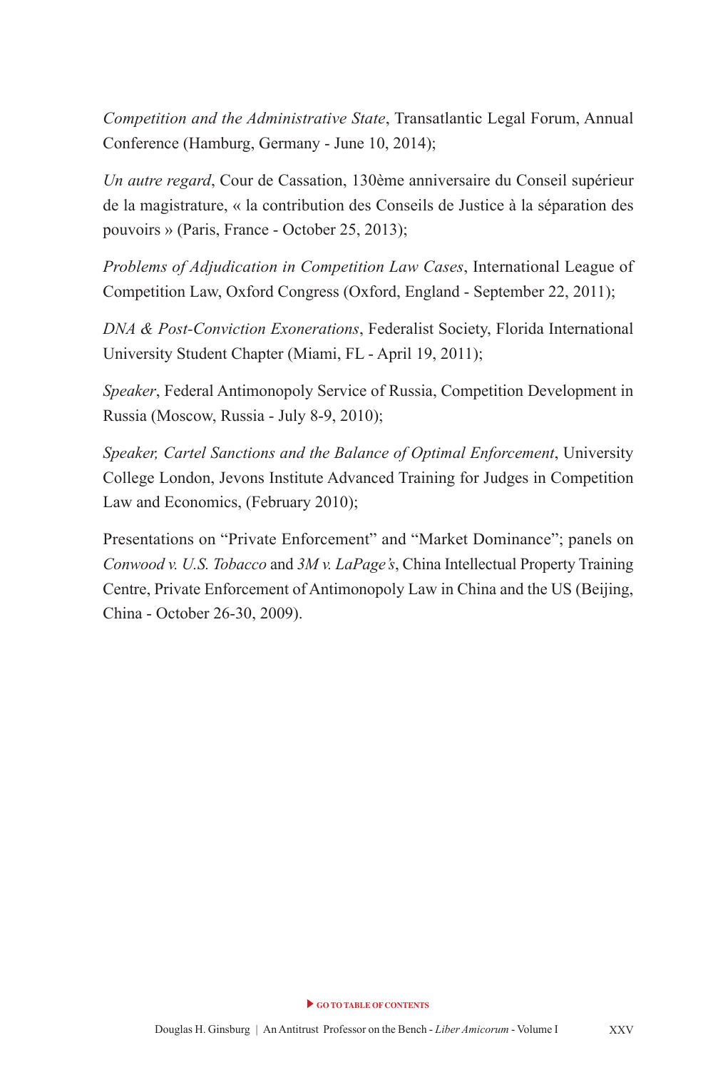*Competition and the Administrative State*, Transatlantic Legal Forum, Annual Conference (Hamburg, Germany - June 10, 2014);

*Un autre regard*, Cour de Cassation, 130ème anniversaire du Conseil supérieur de la magistrature, « la contribution des Conseils de Justice à la séparation des pouvoirs » (Paris, France - October 25, 2013);

*Problems of Adjudication in Competition Law Cases*, International League of Competition Law, Oxford Congress (Oxford, England - September 22, 2011);

*DNA & Post-Conviction Exonerations*, Federalist Society, Florida International University Student Chapter (Miami, FL - April 19, 2011);

*Speaker*, Federal Antimonopoly Service of Russia, Competition Development in Russia (Moscow, Russia - July 8-9, 2010);

*Speaker, Cartel Sanctions and the Balance of Optimal Enforcement*, University College London, Jevons Institute Advanced Training for Judges in Competition Law and Economics, (February 2010);

Presentations on "Private Enforcement" and "Market Dominance"; panels on *Conwood v. U.S. Tobacco* and *3M v. LaPage's*, China Intellectual Property Training Centre, Private Enforcement of Antimonopoly Law in China and the US (Beijing, China - October 26-30, 2009).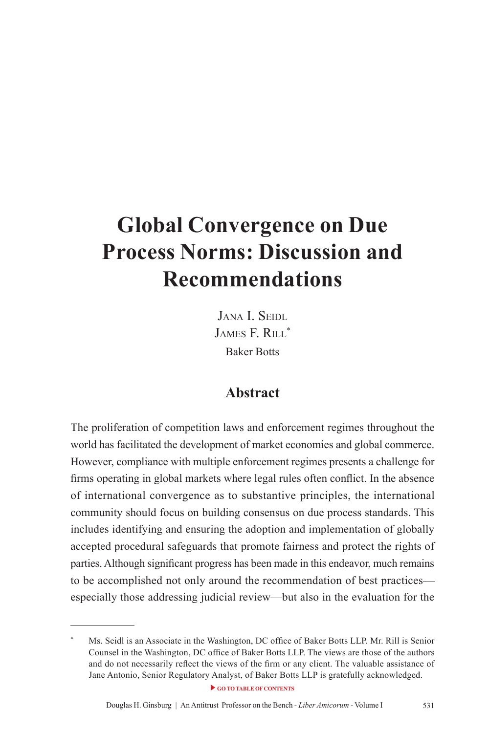# Global Convergence on Due Process Norms: Discussion and Recommendations

Jana I. Seidl
James F. Rill*
Baker Botts

## Abstract

The proliferation of competition laws and enforcement regimes throughout the world has facilitated the development of market economies and global commerce. However, compliance with multiple enforcement regimes presents a challenge for firms operating in global markets where legal rules often conflict. In the absence of international convergence as to substantive principles, the international community should focus on building consensus on due process standards. This includes identifying and ensuring the adoption and implementation of globally accepted procedural safeguards that promote fairness and protect the rights of parties. Although significant progress has been made in this endeavor, much remains to be accomplished not only around the recommendation of best practices—especially those addressing judicial review—but also in the evaluation for the

---

* Ms. Seidl is an Associate in the Washington, DC office of Baker Botts LLP. Mr. Rill is Senior Counsel in the Washington, DC office of Baker Botts LLP. The views are those of the authors and do not necessarily reflect the views of the firm or any client. The valuable assistance of Jane Antonio, Senior Regulatory Analyst, of Baker Botts LLP is gratefully acknowledged.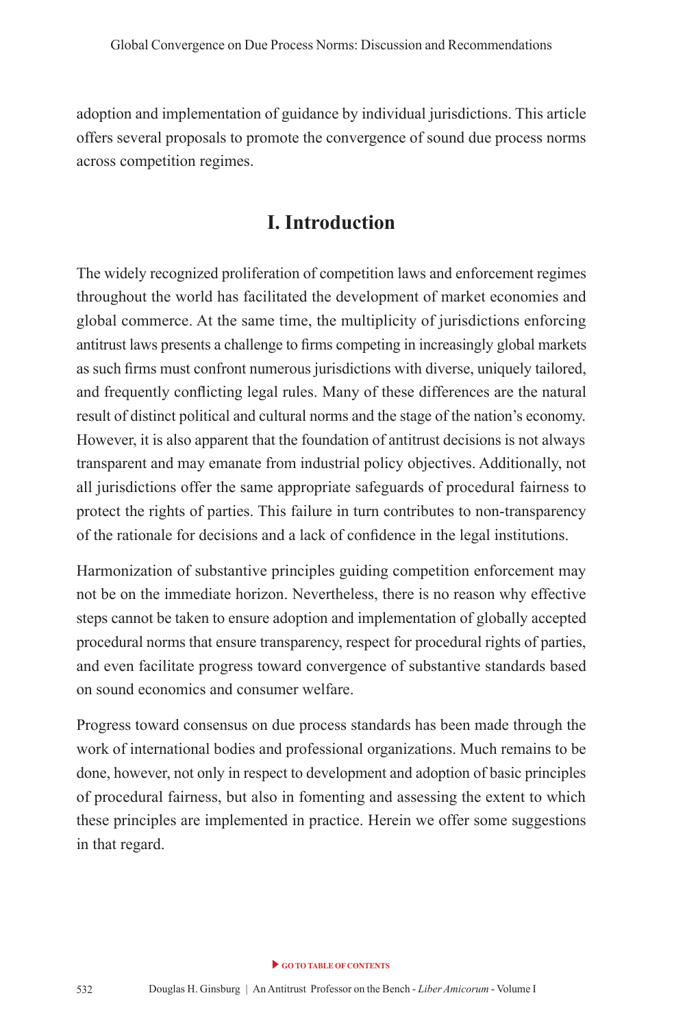adoption and implementation of guidance by individual jurisdictions. This article offers several proposals to promote the convergence of sound due process norms across competition regimes.

## I. Introduction

The widely recognized proliferation of competition laws and enforcement regimes throughout the world has facilitated the development of market economies and global commerce. At the same time, the multiplicity of jurisdictions enforcing antitrust laws presents a challenge to firms competing in increasingly global markets as such firms must confront numerous jurisdictions with diverse, uniquely tailored, and frequently conflicting legal rules. Many of these differences are the natural result of distinct political and cultural norms and the stage of the nation's economy. However, it is also apparent that the foundation of antitrust decisions is not always transparent and may emanate from industrial policy objectives. Additionally, not all jurisdictions offer the same appropriate safeguards of procedural fairness to protect the rights of parties. This failure in turn contributes to non-transparency of the rationale for decisions and a lack of confidence in the legal institutions.

Harmonization of substantive principles guiding competition enforcement may not be on the immediate horizon. Nevertheless, there is no reason why effective steps cannot be taken to ensure adoption and implementation of globally accepted procedural norms that ensure transparency, respect for procedural rights of parties, and even facilitate progress toward convergence of substantive standards based on sound economics and consumer welfare.

Progress toward consensus on due process standards has been made through the work of international bodies and professional organizations. Much remains to be done, however, not only in respect to development and adoption of basic principles of procedural fairness, but also in fomenting and assessing the extent to which these principles are implemented in practice. Herein we offer some suggestions in that regard.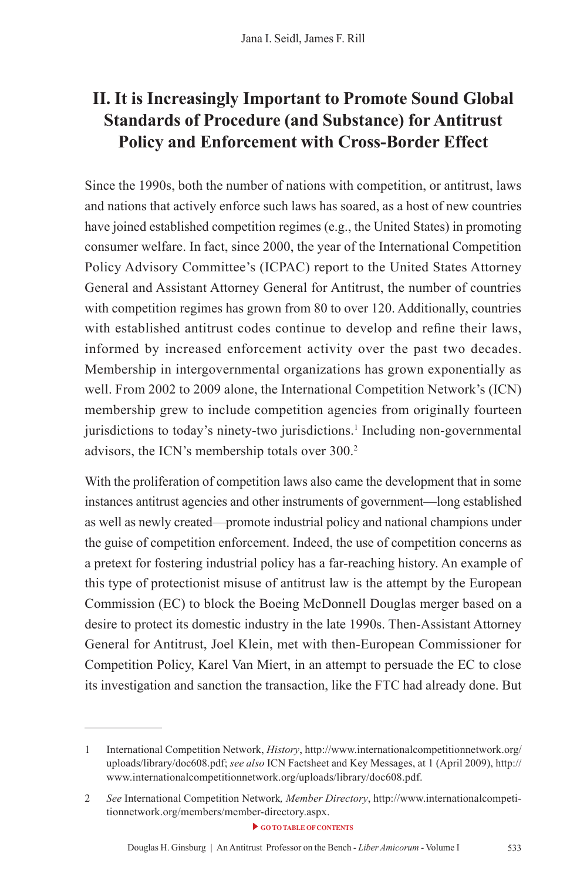## II. It is Increasingly Important to Promote Sound Global Standards of Procedure (and Substance) for Antitrust Policy and Enforcement with Cross-Border Effect

Since the 1990s, both the number of nations with competition, or antitrust, laws and nations that actively enforce such laws has soared, as a host of new countries have joined established competition regimes (e.g., the United States) in promoting consumer welfare. In fact, since 2000, the year of the International Competition Policy Advisory Committee's (ICPAC) report to the United States Attorney General and Assistant Attorney General for Antitrust, the number of countries with competition regimes has grown from 80 to over 120. Additionally, countries with established antitrust codes continue to develop and refine their laws, informed by increased enforcement activity over the past two decades. Membership in intergovernmental organizations has grown exponentially as well. From 2002 to 2009 alone, the International Competition Network's (ICN) membership grew to include competition agencies from originally fourteen jurisdictions to today's ninety-two jurisdictions.[1] Including non-governmental advisors, the ICN's membership totals over 300.[2]

With the proliferation of competition laws also came the development that in some instances antitrust agencies and other instruments of government—long established as well as newly created—promote industrial policy and national champions under the guise of competition enforcement. Indeed, the use of competition concerns as a pretext for fostering industrial policy has a far-reaching history. An example of this type of protectionist misuse of antitrust law is the attempt by the European Commission (EC) to block the Boeing McDonnell Douglas merger based on a desire to protect its domestic industry in the late 1990s. Then-Assistant Attorney General for Antitrust, Joel Klein, met with then-European Commissioner for Competition Policy, Karel Van Miert, in an attempt to persuade the EC to close its investigation and sanction the transaction, like the FTC had already done. But

---

1 International Competition Network, *History*, http://www.internationalcompetitionnetwork.org/uploads/library/doc608.pdf; *see also* ICN Factsheet and Key Messages, at 1 (April 2009), http://www.internationalcompetitionnetwork.org/uploads/library/doc608.pdf.

2 *See* International Competition Network*, Member Directory*, http://www.internationalcompetitionnetwork.org/members/member-directory.aspx.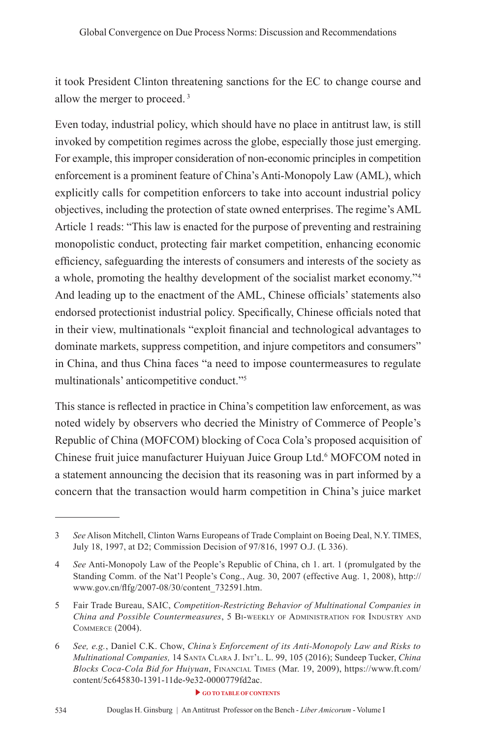it took President Clinton threatening sanctions for the EC to change course and allow the merger to proceed.[3]

Even today, industrial policy, which should have no place in antitrust law, is still invoked by competition regimes across the globe, especially those just emerging. For example, this improper consideration of non-economic principles in competition enforcement is a prominent feature of China's Anti-Monopoly Law (AML), which explicitly calls for competition enforcers to take into account industrial policy objectives, including the protection of state owned enterprises. The regime's AML Article 1 reads: "This law is enacted for the purpose of preventing and restraining monopolistic conduct, protecting fair market competition, enhancing economic efficiency, safeguarding the interests of consumers and interests of the society as a whole, promoting the healthy development of the socialist market economy."[4] And leading up to the enactment of the AML, Chinese officials' statements also endorsed protectionist industrial policy. Specifically, Chinese officials noted that in their view, multinationals "exploit financial and technological advantages to dominate markets, suppress competition, and injure competitors and consumers" in China, and thus China faces "a need to impose countermeasures to regulate multinationals' anticompetitive conduct."[5]

This stance is reflected in practice in China's competition law enforcement, as was noted widely by observers who decried the Ministry of Commerce of People's Republic of China (MOFCOM) blocking of Coca Cola's proposed acquisition of Chinese fruit juice manufacturer Huiyuan Juice Group Ltd.[6] MOFCOM noted in a statement announcing the decision that its reasoning was in part informed by a concern that the transaction would harm competition in China's juice market

---

3 *See* Alison Mitchell, Clinton Warns Europeans of Trade Complaint on Boeing Deal, N.Y. TIMES, July 18, 1997, at D2; Commission Decision of 97/816, 1997 O.J. (L 336).

4 *See* Anti-Monopoly Law of the People's Republic of China, ch 1. art. 1 (promulgated by the Standing Comm. of the Nat'l People's Cong., Aug. 30, 2007 (effective Aug. 1, 2008), http://www.gov.cn/flfg/2007-08/30/content_732591.htm.

5 Fair Trade Bureau, SAIC, *Competition-Restricting Behavior of Multinational Companies in China and Possible Countermeasures*, 5 Bi-weekly of Administration for Industry and Commerce (2004).

6 *See, e.g.*, Daniel C.K. Chow, *China's Enforcement of its Anti-Monopoly Law and Risks to Multinational Companies,* 14 Santa Clara J. Int'l. L. 99, 105 (2016); Sundeep Tucker, *China Blocks Coca-Cola Bid for Huiyuan*, Financial Times (Mar. 19, 2009), https://www.ft.com/content/5c645830-1391-11de-9e32-0000779fd2ac.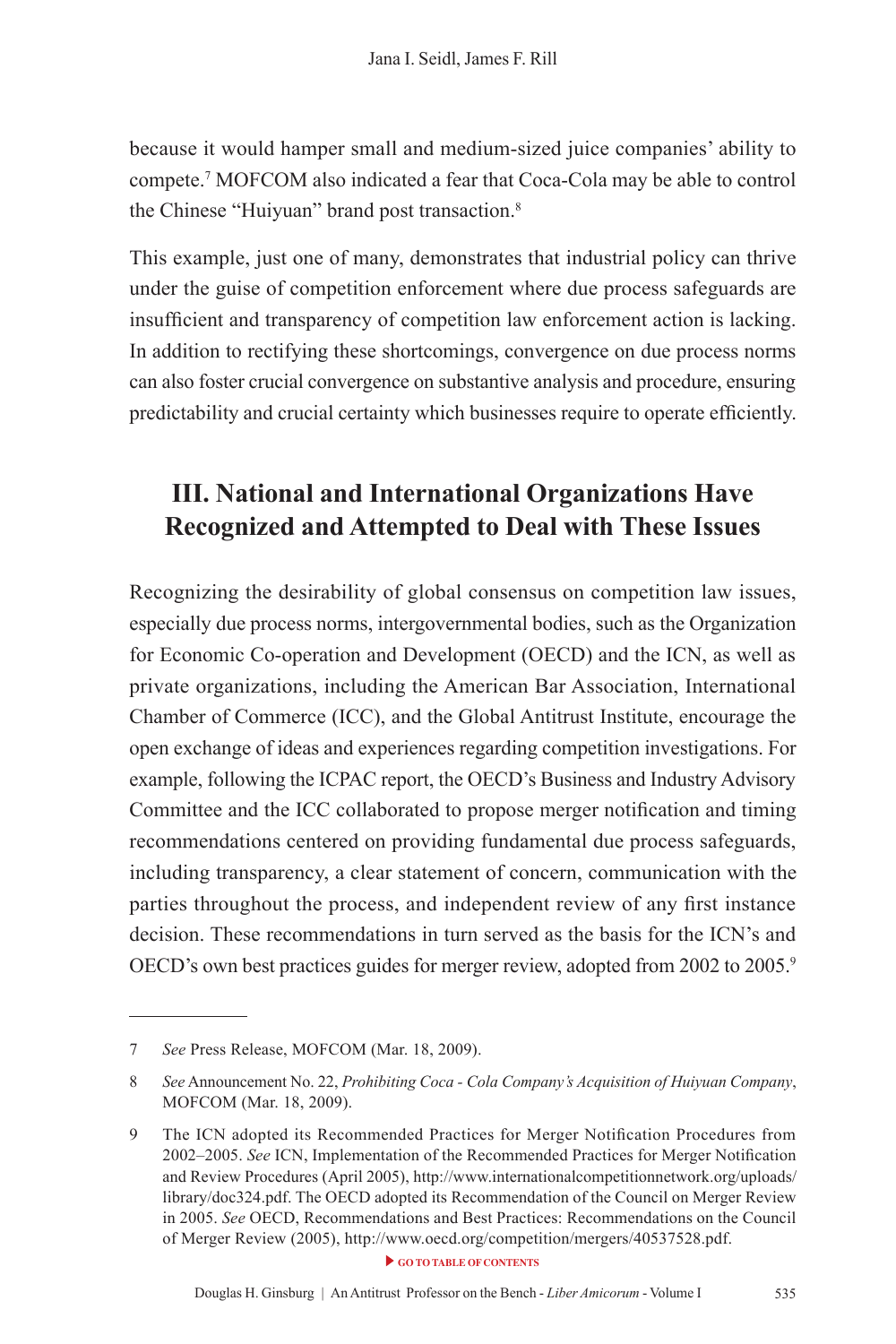because it would hamper small and medium-sized juice companies' ability to compete.[7] MOFCOM also indicated a fear that Coca-Cola may be able to control the Chinese "Huiyuan" brand post transaction.[8]

This example, just one of many, demonstrates that industrial policy can thrive under the guise of competition enforcement where due process safeguards are insufficient and transparency of competition law enforcement action is lacking. In addition to rectifying these shortcomings, convergence on due process norms can also foster crucial convergence on substantive analysis and procedure, ensuring predictability and crucial certainty which businesses require to operate efficiently.

## III. National and International Organizations Have Recognized and Attempted to Deal with These Issues

Recognizing the desirability of global consensus on competition law issues, especially due process norms, intergovernmental bodies, such as the Organization for Economic Co-operation and Development (OECD) and the ICN, as well as private organizations, including the American Bar Association, International Chamber of Commerce (ICC), and the Global Antitrust Institute, encourage the open exchange of ideas and experiences regarding competition investigations. For example, following the ICPAC report, the OECD's Business and Industry Advisory Committee and the ICC collaborated to propose merger notification and timing recommendations centered on providing fundamental due process safeguards, including transparency, a clear statement of concern, communication with the parties throughout the process, and independent review of any first instance decision. These recommendations in turn served as the basis for the ICN's and OECD's own best practices guides for merger review, adopted from 2002 to 2005.[9]

---

7 *See* Press Release, MOFCOM (Mar. 18, 2009).

8 *See* Announcement No. 22, *Prohibiting Coca - Cola Company's Acquisition of Huiyuan Company*, MOFCOM (Mar. 18, 2009).

9 The ICN adopted its Recommended Practices for Merger Notification Procedures from 2002–2005. *See* ICN, Implementation of the Recommended Practices for Merger Notification and Review Procedures (April 2005), http://www.internationalcompetitionnetwork.org/uploads/library/doc324.pdf. The OECD adopted its Recommendation of the Council on Merger Review in 2005. *See* OECD, Recommendations and Best Practices: Recommendations on the Council of Merger Review (2005), http://www.oecd.org/competition/mergers/40537528.pdf.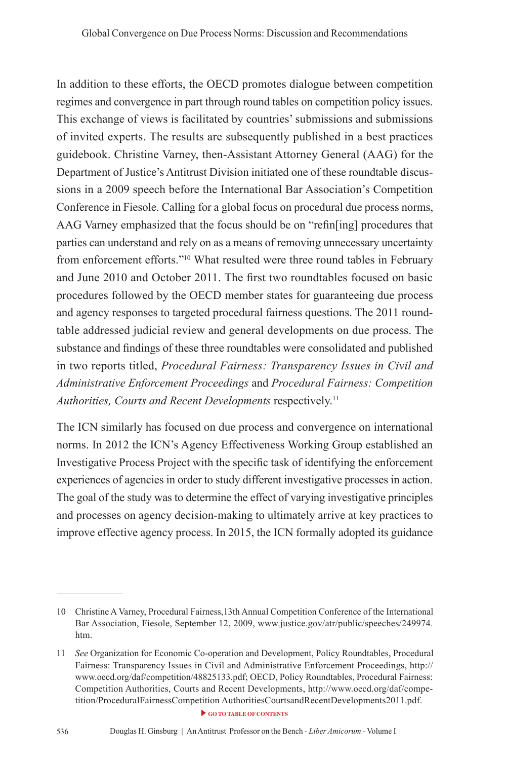In addition to these efforts, the OECD promotes dialogue between competition regimes and convergence in part through round tables on competition policy issues. This exchange of views is facilitated by countries' submissions and submissions of invited experts. The results are subsequently published in a best practices guidebook. Christine Varney, then-Assistant Attorney General (AAG) for the Department of Justice's Antitrust Division initiated one of these roundtable discussions in a 2009 speech before the International Bar Association's Competition Conference in Fiesole. Calling for a global focus on procedural due process norms, AAG Varney emphasized that the focus should be on "refin[ing] procedures that parties can understand and rely on as a means of removing unnecessary uncertainty from enforcement efforts."[10] What resulted were three round tables in February and June 2010 and October 2011. The first two roundtables focused on basic procedures followed by the OECD member states for guaranteeing due process and agency responses to targeted procedural fairness questions. The 2011 roundtable addressed judicial review and general developments on due process. The substance and findings of these three roundtables were consolidated and published in two reports titled, *Procedural Fairness: Transparency Issues in Civil and Administrative Enforcement Proceedings* and *Procedural Fairness: Competition Authorities, Courts and Recent Developments* respectively.[11]

The ICN similarly has focused on due process and convergence on international norms. In 2012 the ICN's Agency Effectiveness Working Group established an Investigative Process Project with the specific task of identifying the enforcement experiences of agencies in order to study different investigative processes in action. The goal of the study was to determine the effect of varying investigative principles and processes on agency decision-making to ultimately arrive at key practices to improve effective agency process. In 2015, the ICN formally adopted its guidance

---

10 Christine A Varney, Procedural Fairness,13th Annual Competition Conference of the International Bar Association, Fiesole, September 12, 2009, www.justice.gov/atr/public/speeches/249974.htm.

11 *See* Organization for Economic Co-operation and Development, Policy Roundtables, Procedural Fairness: Transparency Issues in Civil and Administrative Enforcement Proceedings, http://www.oecd.org/daf/competition/48825133.pdf; OECD, Policy Roundtables, Procedural Fairness: Competition Authorities, Courts and Recent Developments, http://www.oecd.org/daf/competition/ProceduralFairnessCompetition AuthoritiesCourtsandRecentDevelopments2011.pdf.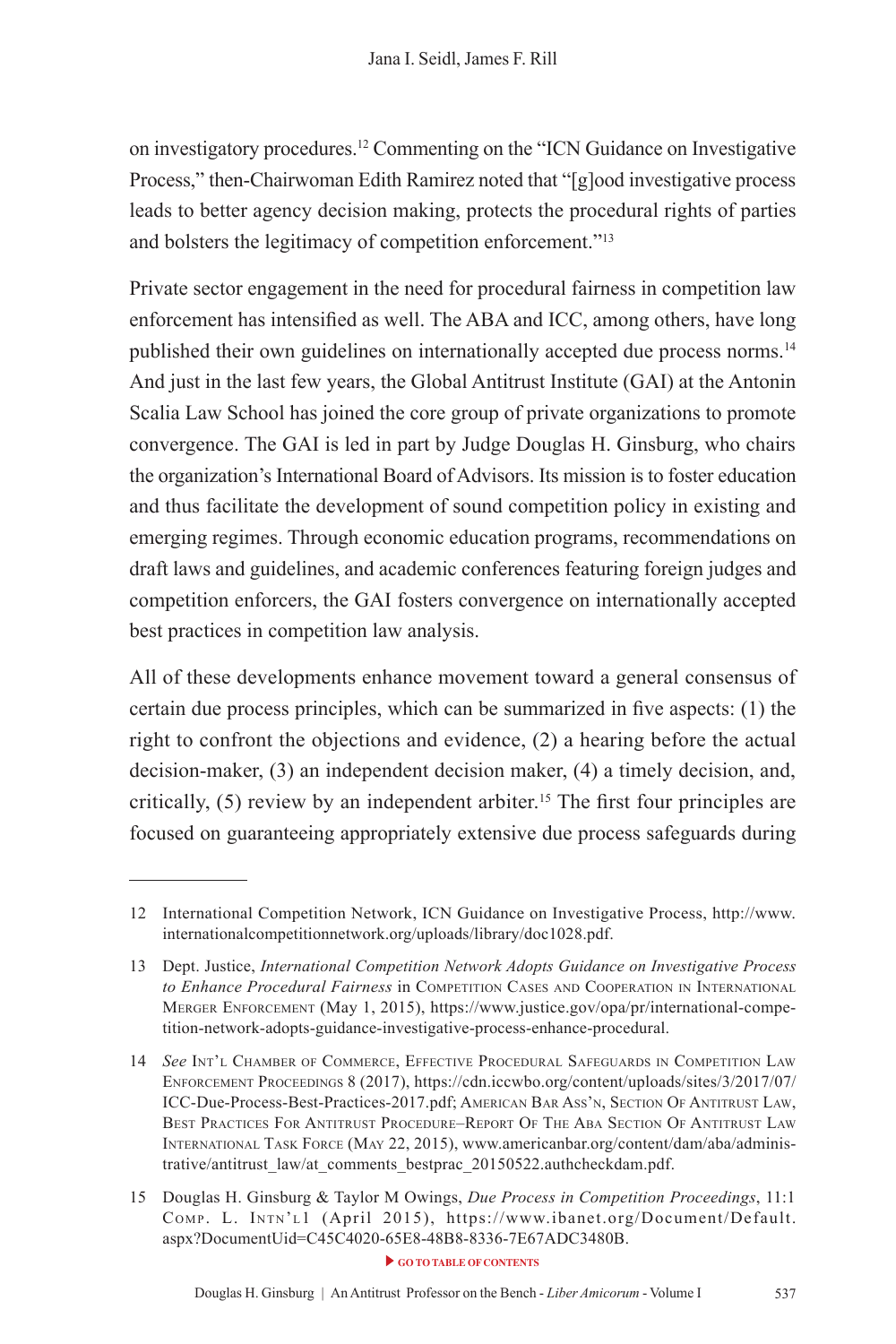on investigatory procedures.[12] Commenting on the "ICN Guidance on Investigative Process," then-Chairwoman Edith Ramirez noted that "[g]ood investigative process leads to better agency decision making, protects the procedural rights of parties and bolsters the legitimacy of competition enforcement."[13]

Private sector engagement in the need for procedural fairness in competition law enforcement has intensified as well. The ABA and ICC, among others, have long published their own guidelines on internationally accepted due process norms.[14] And just in the last few years, the Global Antitrust Institute (GAI) at the Antonin Scalia Law School has joined the core group of private organizations to promote convergence. The GAI is led in part by Judge Douglas H. Ginsburg, who chairs the organization's International Board of Advisors. Its mission is to foster education and thus facilitate the development of sound competition policy in existing and emerging regimes. Through economic education programs, recommendations on draft laws and guidelines, and academic conferences featuring foreign judges and competition enforcers, the GAI fosters convergence on internationally accepted best practices in competition law analysis.

All of these developments enhance movement toward a general consensus of certain due process principles, which can be summarized in five aspects: (1) the right to confront the objections and evidence, (2) a hearing before the actual decision-maker, (3) an independent decision maker, (4) a timely decision, and, critically, (5) review by an independent arbiter.[15] The first four principles are focused on guaranteeing appropriately extensive due process safeguards during

---

12 International Competition Network, ICN Guidance on Investigative Process, http://www.internationalcompetitionnetwork.org/uploads/library/doc1028.pdf.

13 Dept. Justice, *International Competition Network Adopts Guidance on Investigative Process to Enhance Procedural Fairness* in Competition Cases and Cooperation in International Merger Enforcement (May 1, 2015), https://www.justice.gov/opa/pr/international-competition-network-adopts-guidance-investigative-process-enhance-procedural.

14 *See* Int'l Chamber of Commerce, Effective Procedural Safeguards in Competition Law Enforcement Proceedings 8 (2017), https://cdn.iccwbo.org/content/uploads/sites/3/2017/07/ICC-Due-Process-Best-Practices-2017.pdf; American Bar Ass'n, Section Of Antitrust Law, Best Practices For Antitrust Procedure–Report Of The Aba Section Of Antitrust Law International Task Force (May 22, 2015), www.americanbar.org/content/dam/aba/administrative/antitrust_law/at_comments_bestprac_20150522.authcheckdam.pdf.

15 Douglas H. Ginsburg & Taylor M Owings, *Due Process in Competition Proceedings*, 11:1 Comp. L. Intn'l1 (April 2015), https://www.ibanet.org/Document/Default.aspx?DocumentUid=C45C4020-65E8-48B8-8336-7E67ADC3480B.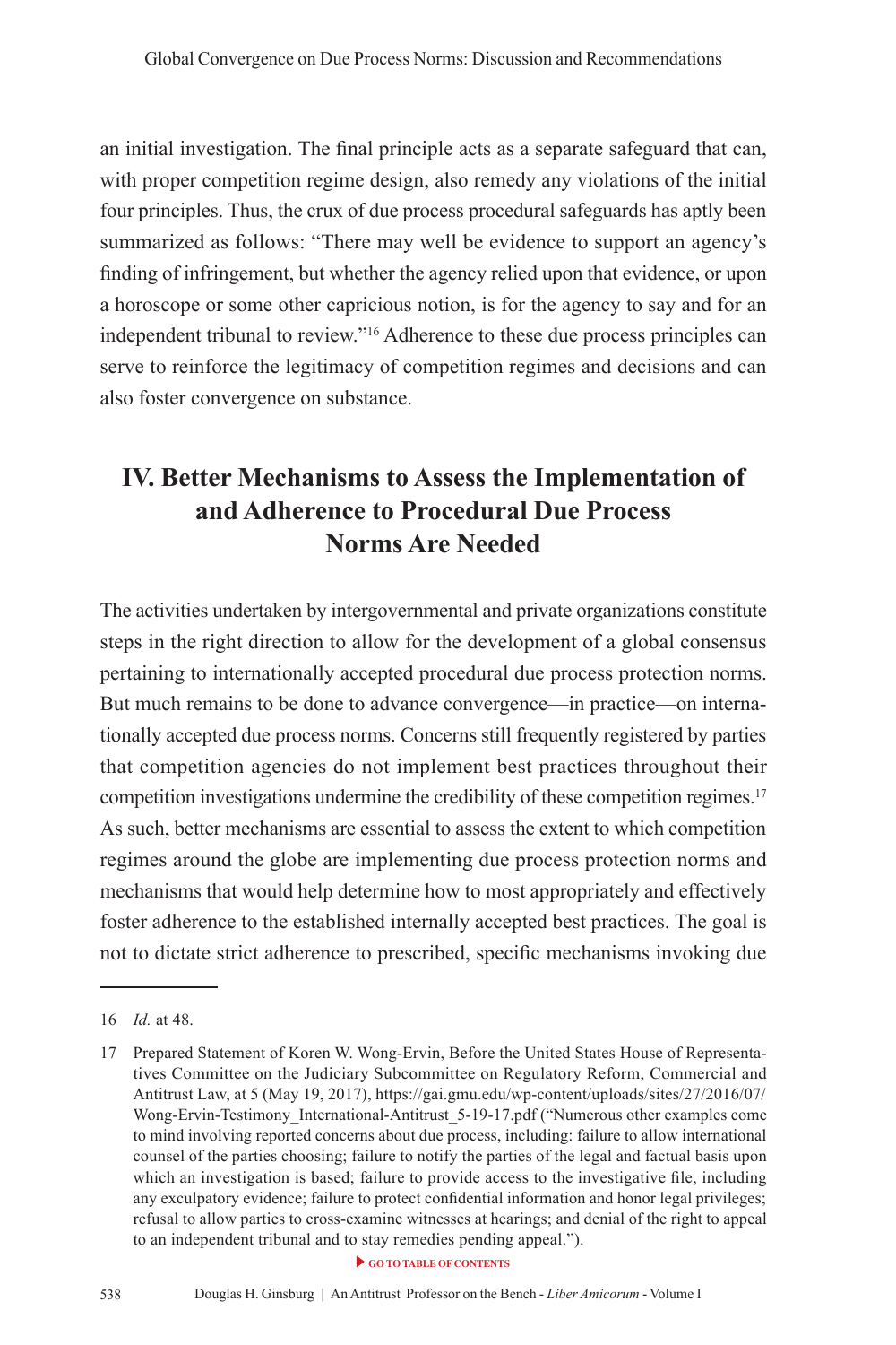an initial investigation. The final principle acts as a separate safeguard that can, with proper competition regime design, also remedy any violations of the initial four principles. Thus, the crux of due process procedural safeguards has aptly been summarized as follows: "There may well be evidence to support an agency's finding of infringement, but whether the agency relied upon that evidence, or upon a horoscope or some other capricious notion, is for the agency to say and for an independent tribunal to review."[16] Adherence to these due process principles can serve to reinforce the legitimacy of competition regimes and decisions and can also foster convergence on substance.

## IV. Better Mechanisms to Assess the Implementation of and Adherence to Procedural Due Process Norms Are Needed

The activities undertaken by intergovernmental and private organizations constitute steps in the right direction to allow for the development of a global consensus pertaining to internationally accepted procedural due process protection norms. But much remains to be done to advance convergence—in practice—on internationally accepted due process norms. Concerns still frequently registered by parties that competition agencies do not implement best practices throughout their competition investigations undermine the credibility of these competition regimes.[17] As such, better mechanisms are essential to assess the extent to which competition regimes around the globe are implementing due process protection norms and mechanisms that would help determine how to most appropriately and effectively foster adherence to the established internally accepted best practices. The goal is not to dictate strict adherence to prescribed, specific mechanisms invoking due

---

16 *Id.* at 48.

17 Prepared Statement of Koren W. Wong-Ervin, Before the United States House of Representatives Committee on the Judiciary Subcommittee on Regulatory Reform, Commercial and Antitrust Law, at 5 (May 19, 2017), https://gai.gmu.edu/wp-content/uploads/sites/27/2016/07/Wong-Ervin-Testimony_International-Antitrust_5-19-17.pdf ("Numerous other examples come to mind involving reported concerns about due process, including: failure to allow international counsel of the parties choosing; failure to notify the parties of the legal and factual basis upon which an investigation is based; failure to provide access to the investigative file, including any exculpatory evidence; failure to protect confidential information and honor legal privileges; refusal to allow parties to cross-examine witnesses at hearings; and denial of the right to appeal to an independent tribunal and to stay remedies pending appeal.").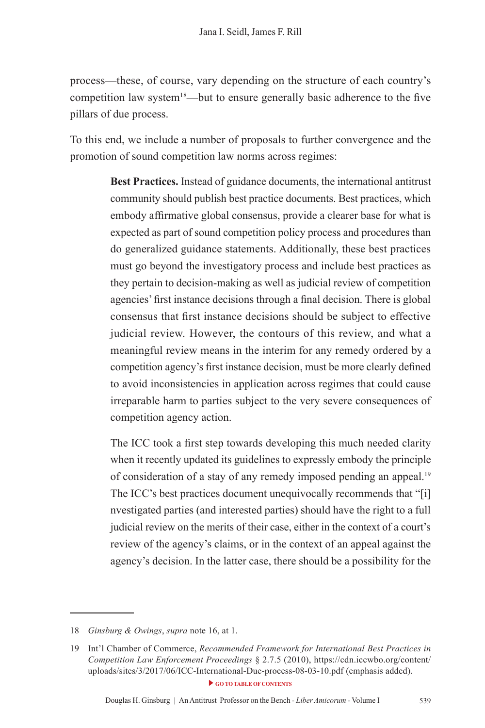process—these, of course, vary depending on the structure of each country's competition law system[18]—but to ensure generally basic adherence to the five pillars of due process.

To this end, we include a number of proposals to further convergence and the promotion of sound competition law norms across regimes:

> **Best Practices.** Instead of guidance documents, the international antitrust community should publish best practice documents. Best practices, which embody affirmative global consensus, provide a clearer base for what is expected as part of sound competition policy process and procedures than do generalized guidance statements. Additionally, these best practices must go beyond the investigatory process and include best practices as they pertain to decision-making as well as judicial review of competition agencies' first instance decisions through a final decision. There is global consensus that first instance decisions should be subject to effective judicial review. However, the contours of this review, and what a meaningful review means in the interim for any remedy ordered by a competition agency's first instance decision, must be more clearly defined to avoid inconsistencies in application across regimes that could cause irreparable harm to parties subject to the very severe consequences of competition agency action.
>
> The ICC took a first step towards developing this much needed clarity when it recently updated its guidelines to expressly embody the principle of consideration of a stay of any remedy imposed pending an appeal.[19] The ICC's best practices document unequivocally recommends that "[i]nvestigated parties (and interested parties) should have the right to a full judicial review on the merits of their case, either in the context of a court's review of the agency's claims, or in the context of an appeal against the agency's decision. In the latter case, there should be a possibility for the

---

18 *Ginsburg & Owings*, *supra* note 16, at 1.

19 Int'l Chamber of Commerce, *Recommended Framework for International Best Practices in Competition Law Enforcement Proceedings* § 2.7.5 (2010), https://cdn.iccwbo.org/content/uploads/sites/3/2017/06/ICC-International-Due-process-08-03-10.pdf (emphasis added).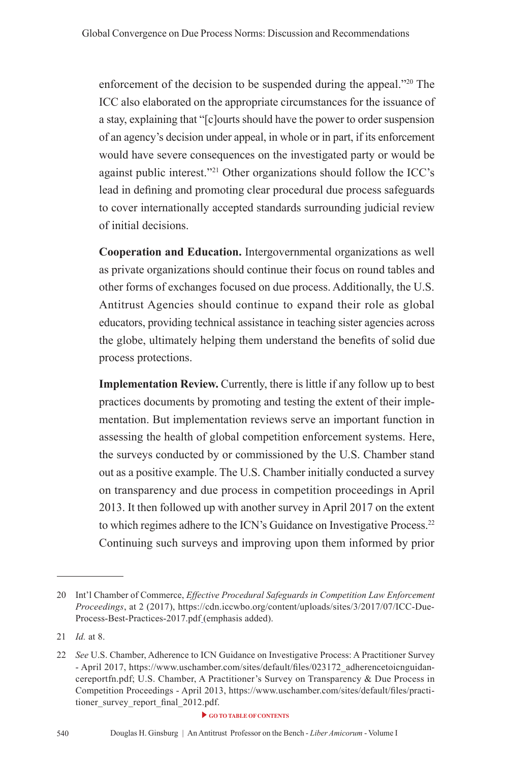enforcement of the decision to be suspended during the appeal."[20] The ICC also elaborated on the appropriate circumstances for the issuance of a stay, explaining that "[c]ourts should have the power to order suspension of an agency's decision under appeal, in whole or in part, if its enforcement would have severe consequences on the investigated party or would be against public interest."[21] Other organizations should follow the ICC's lead in defining and promoting clear procedural due process safeguards to cover internationally accepted standards surrounding judicial review of initial decisions.

**Cooperation and Education.** Intergovernmental organizations as well as private organizations should continue their focus on round tables and other forms of exchanges focused on due process. Additionally, the U.S. Antitrust Agencies should continue to expand their role as global educators, providing technical assistance in teaching sister agencies across the globe, ultimately helping them understand the benefits of solid due process protections.

**Implementation Review.** Currently, there is little if any follow up to best practices documents by promoting and testing the extent of their implementation. But implementation reviews serve an important function in assessing the health of global competition enforcement systems. Here, the surveys conducted by or commissioned by the U.S. Chamber stand out as a positive example. The U.S. Chamber initially conducted a survey on transparency and due process in competition proceedings in April 2013. It then followed up with another survey in April 2017 on the extent to which regimes adhere to the ICN's Guidance on Investigative Process.[22] Continuing such surveys and improving upon them informed by prior

---

20 Int'l Chamber of Commerce, *Effective Procedural Safeguards in Competition Law Enforcement Proceedings*, at 2 (2017), https://cdn.iccwbo.org/content/uploads/sites/3/2017/07/ICC-Due-Process-Best-Practices-2017.pdf (emphasis added).

21 *Id.* at 8.

22 *See* U.S. Chamber, Adherence to ICN Guidance on Investigative Process: A Practitioner Survey - April 2017, https://www.uschamber.com/sites/default/files/023172_adherencetoicnguidancereportfn.pdf; U.S. Chamber, A Practitioner's Survey on Transparency & Due Process in Competition Proceedings - April 2013, https://www.uschamber.com/sites/default/files/practitioner_survey_report_final_2012.pdf.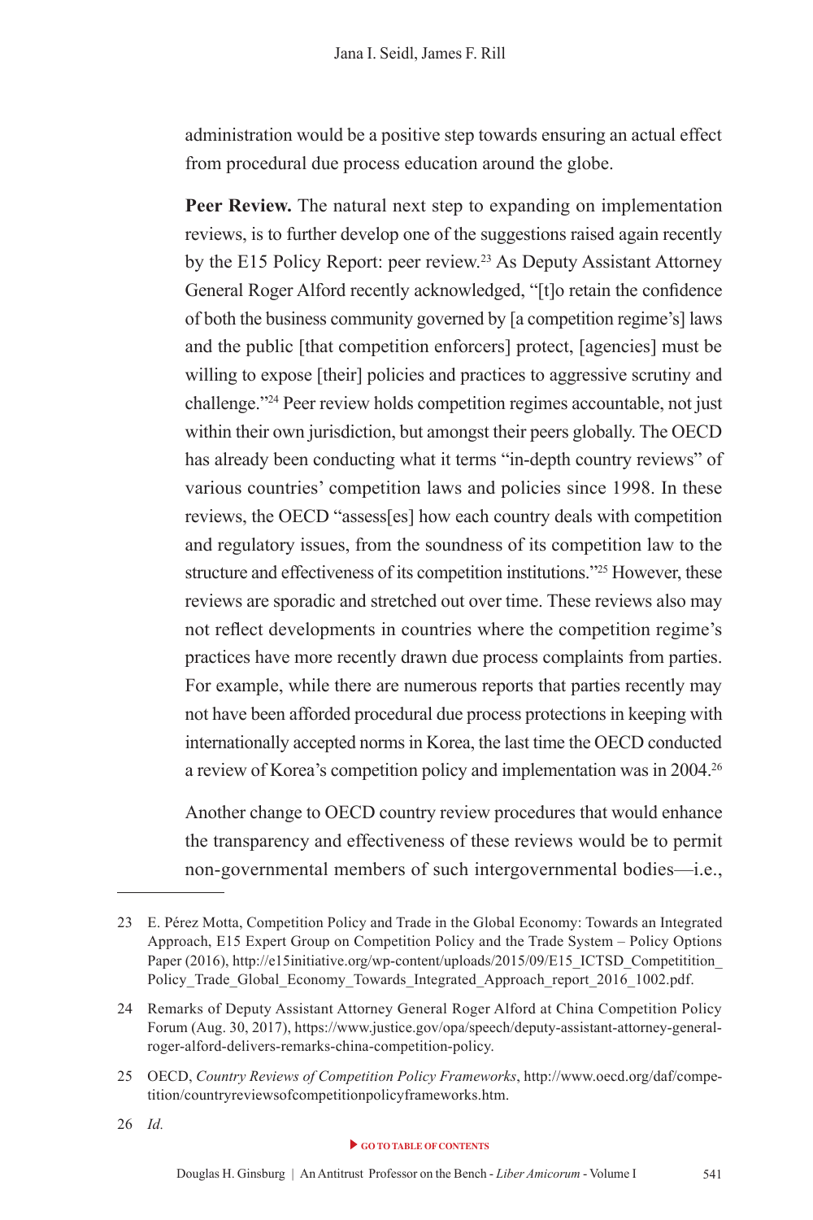administration would be a positive step towards ensuring an actual effect from procedural due process education around the globe.

**Peer Review.** The natural next step to expanding on implementation reviews, is to further develop one of the suggestions raised again recently by the E15 Policy Report: peer review.[23] As Deputy Assistant Attorney General Roger Alford recently acknowledged, "[t]o retain the confidence of both the business community governed by [a competition regime's] laws and the public [that competition enforcers] protect, [agencies] must be willing to expose [their] policies and practices to aggressive scrutiny and challenge."[24] Peer review holds competition regimes accountable, not just within their own jurisdiction, but amongst their peers globally. The OECD has already been conducting what it terms "in-depth country reviews" of various countries' competition laws and policies since 1998. In these reviews, the OECD "assess[es] how each country deals with competition and regulatory issues, from the soundness of its competition law to the structure and effectiveness of its competition institutions."[25] However, these reviews are sporadic and stretched out over time. These reviews also may not reflect developments in countries where the competition regime's practices have more recently drawn due process complaints from parties. For example, while there are numerous reports that parties recently may not have been afforded procedural due process protections in keeping with internationally accepted norms in Korea, the last time the OECD conducted a review of Korea's competition policy and implementation was in 2004.[26]

Another change to OECD country review procedures that would enhance the transparency and effectiveness of these reviews would be to permit non-governmental members of such intergovernmental bodies—i.e.,

---

23 E. Pérez Motta, Competition Policy and Trade in the Global Economy: Towards an Integrated Approach, E15 Expert Group on Competition Policy and the Trade System – Policy Options Paper (2016), http://e15initiative.org/wp-content/uploads/2015/09/E15_ICTSD_Competitition_Policy_Trade_Global_Economy_Towards_Integrated_Approach_report_2016_1002.pdf.

24 Remarks of Deputy Assistant Attorney General Roger Alford at China Competition Policy Forum (Aug. 30, 2017), https://www.justice.gov/opa/speech/deputy-assistant-attorney-general-roger-alford-delivers-remarks-china-competition-policy.

25 OECD, *Country Reviews of Competition Policy Frameworks*, http://www.oecd.org/daf/competition/countryreviewsofcompetitionpolicyframeworks.htm.

26 *Id.*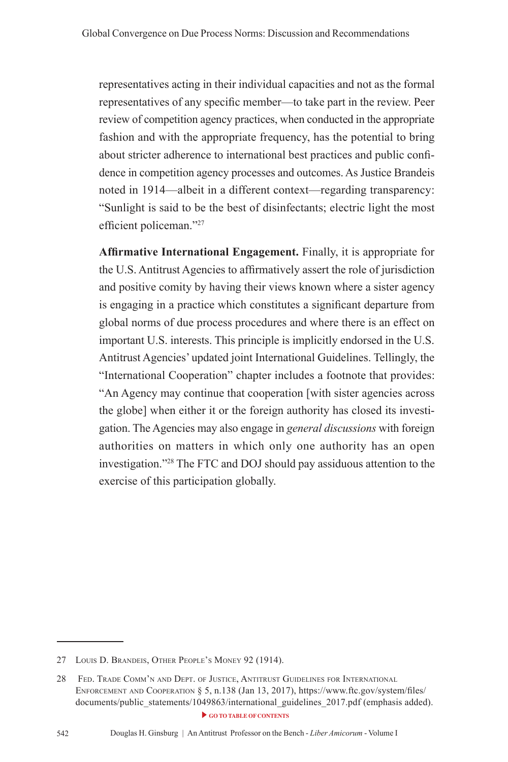representatives acting in their individual capacities and not as the formal representatives of any specific member—to take part in the review. Peer review of competition agency practices, when conducted in the appropriate fashion and with the appropriate frequency, has the potential to bring about stricter adherence to international best practices and public confidence in competition agency processes and outcomes. As Justice Brandeis noted in 1914—albeit in a different context—regarding transparency: "Sunlight is said to be the best of disinfectants; electric light the most efficient policeman."[27]

**Affirmative International Engagement.** Finally, it is appropriate for the U.S. Antitrust Agencies to affirmatively assert the role of jurisdiction and positive comity by having their views known where a sister agency is engaging in a practice which constitutes a significant departure from global norms of due process procedures and where there is an effect on important U.S. interests. This principle is implicitly endorsed in the U.S. Antitrust Agencies' updated joint International Guidelines. Tellingly, the "International Cooperation" chapter includes a footnote that provides: "An Agency may continue that cooperation [with sister agencies across the globe] when either it or the foreign authority has closed its investigation. The Agencies may also engage in *general discussions* with foreign authorities on matters in which only one authority has an open investigation."[28] The FTC and DOJ should pay assiduous attention to the exercise of this participation globally.

---

27 Louis D. Brandeis, Other People's Money 92 (1914).

28 Fed. Trade Comm'n and Dept. of Justice, Antitrust Guidelines for International Enforcement and Cooperation § 5, n.138 (Jan 13, 2017), https://www.ftc.gov/system/files/documents/public_statements/1049863/international_guidelines_2017.pdf (emphasis added).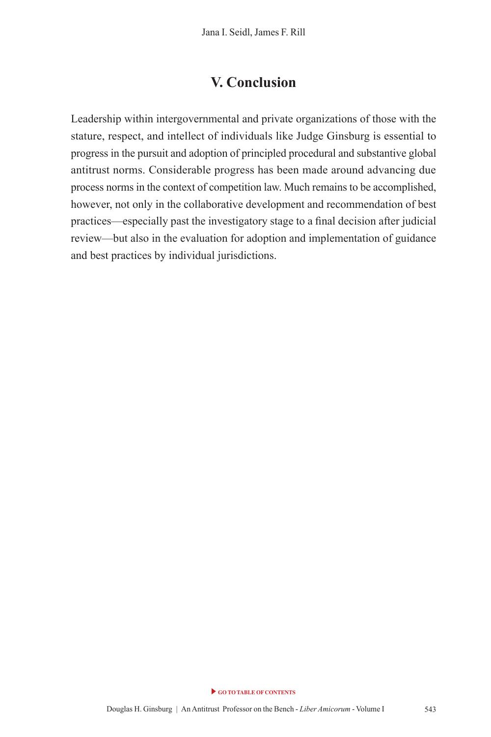## V. Conclusion

Leadership within intergovernmental and private organizations of those with the stature, respect, and intellect of individuals like Judge Ginsburg is essential to progress in the pursuit and adoption of principled procedural and substantive global antitrust norms. Considerable progress has been made around advancing due process norms in the context of competition law. Much remains to be accomplished, however, not only in the collaborative development and recommendation of best practices—especially past the investigatory stage to a final decision after judicial review—but also in the evaluation for adoption and implementation of guidance and best practices by individual jurisdictions.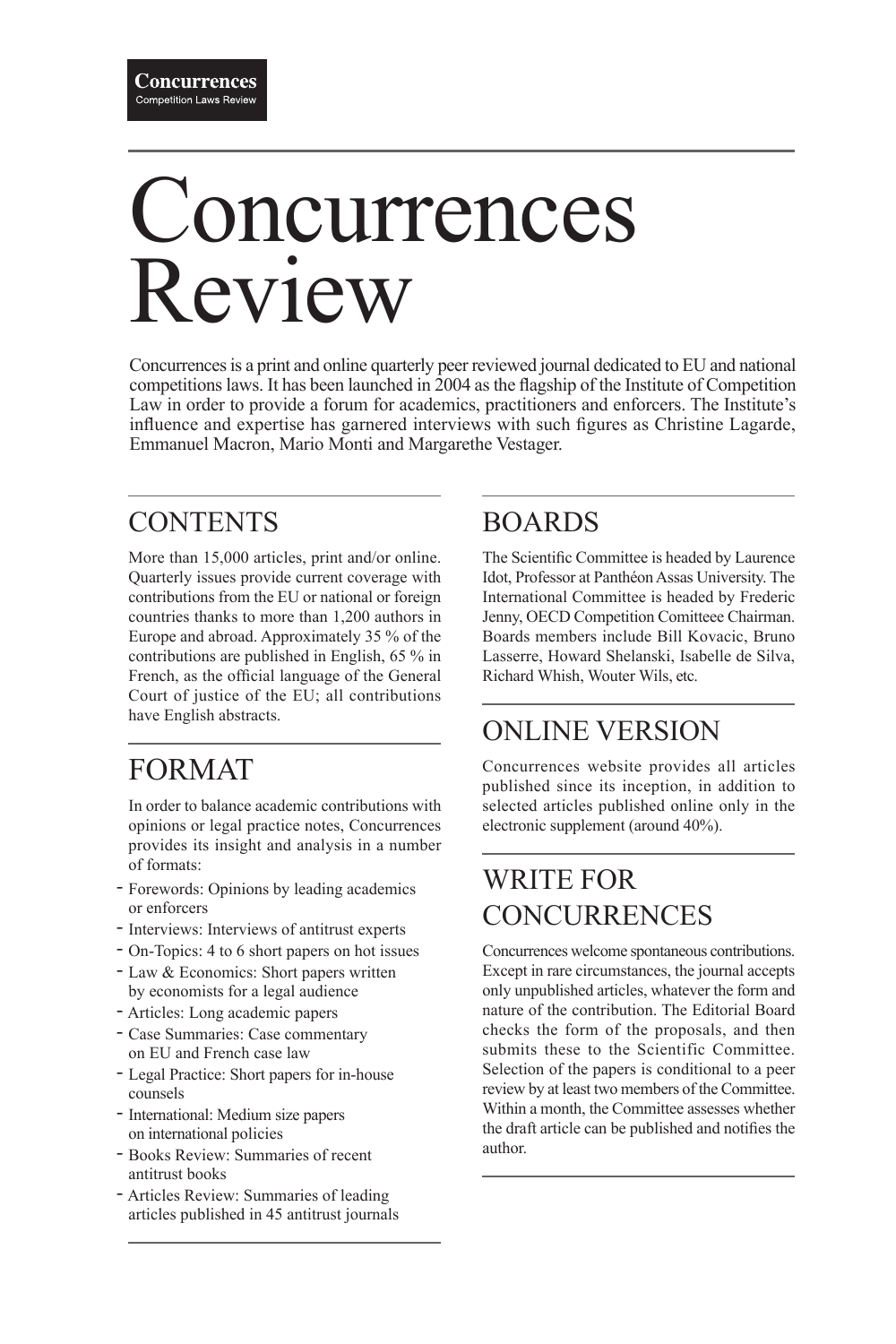Concurrences
Competition Laws Review

# Concurrences Review

Concurrences is a print and online quarterly peer reviewed journal dedicated to EU and national competitions laws. It has been launched in 2004 as the flagship of the Institute of Competition Law in order to provide a forum for academics, practitioners and enforcers. The Institute's influence and expertise has garnered interviews with such figures as Christine Lagarde, Emmanuel Macron, Mario Monti and Margarethe Vestager.

## CONTENTS

More than 15,000 articles, print and/or online. Quarterly issues provide current coverage with contributions from the EU or national or foreign countries thanks to more than 1,200 authors in Europe and abroad. Approximately 35 % of the contributions are published in English, 65 % in French, as the official language of the General Court of justice of the EU; all contributions have English abstracts.

## FORMAT

In order to balance academic contributions with opinions or legal practice notes, Concurrences provides its insight and analysis in a number of formats:

- Forewords: Opinions by leading academics or enforcers
- Interviews: Interviews of antitrust experts
- On-Topics: 4 to 6 short papers on hot issues
- Law & Economics: Short papers written by economists for a legal audience
- Articles: Long academic papers
- Case Summaries: Case commentary on EU and French case law
- Legal Practice: Short papers for in-house counsels
- International: Medium size papers on international policies
- Books Review: Summaries of recent antitrust books
- Articles Review: Summaries of leading articles published in 45 antitrust journals

## BOARDS

The Scientific Committee is headed by Laurence Idot, Professor at Panthéon Assas University. The International Committee is headed by Frederic Jenny, OECD Competition Comitteee Chairman. Boards members include Bill Kovacic, Bruno Lasserre, Howard Shelanski, Isabelle de Silva, Richard Whish, Wouter Wils, etc.

## ONLINE VERSION

Concurrences website provides all articles published since its inception, in addition to selected articles published online only in the electronic supplement (around 40%).

## WRITE FOR CONCURRENCES

Concurrences welcome spontaneous contributions. Except in rare circumstances, the journal accepts only unpublished articles, whatever the form and nature of the contribution. The Editorial Board checks the form of the proposals, and then submits these to the Scientific Committee. Selection of the papers is conditional to a peer review by at least two members of the Committee. Within a month, the Committee assesses whether the draft article can be published and notifies the author.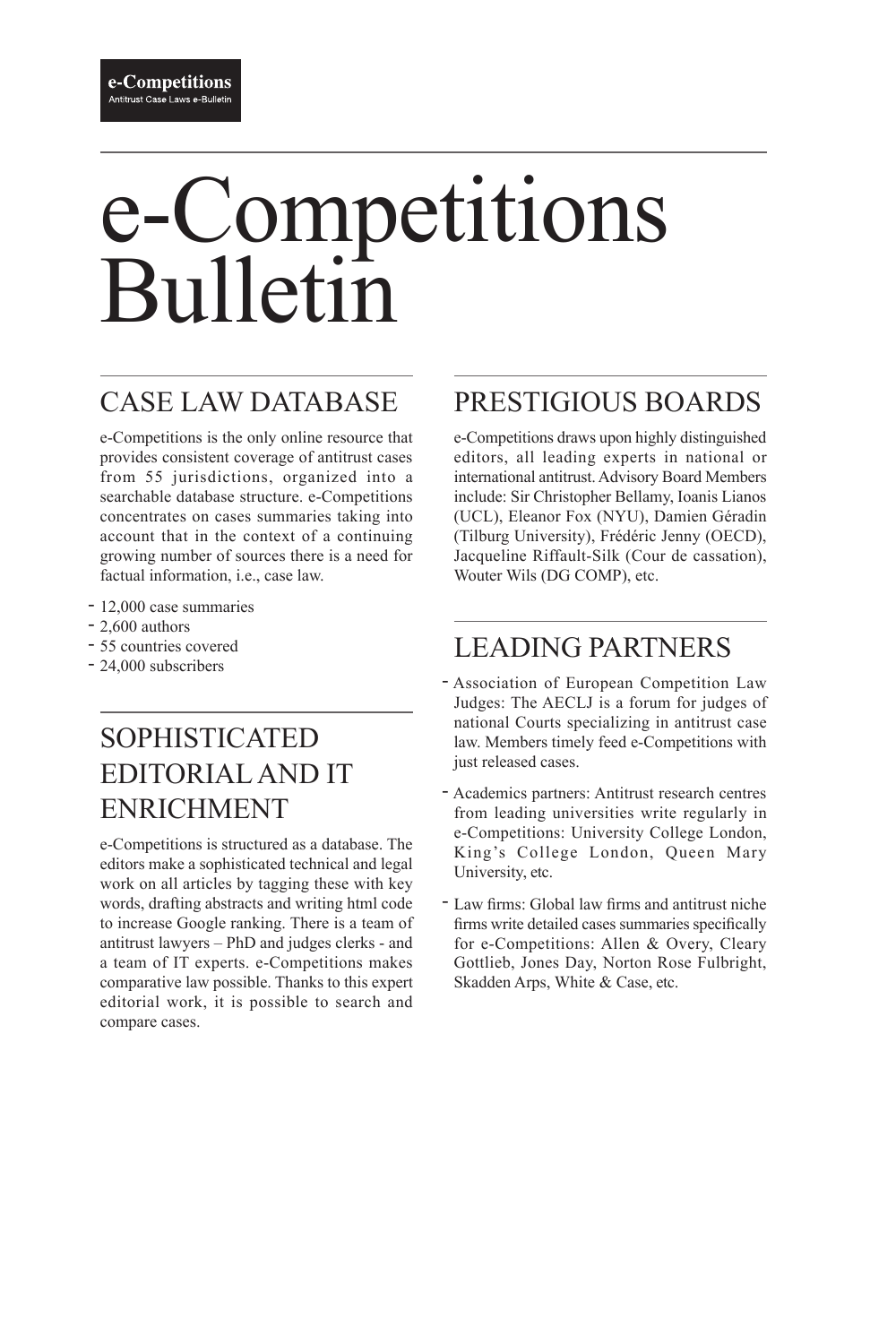**e-Competitions**
Antitrust Case Laws e-Bulletin

# e-Competitions Bulletin

## CASE LAW DATABASE

e-Competitions is the only online resource that provides consistent coverage of antitrust cases from 55 jurisdictions, organized into a searchable database structure. e-Competitions concentrates on cases summaries taking into account that in the context of a continuing growing number of sources there is a need for factual information, i.e., case law.

- 12,000 case summaries
- 2,600 authors
- 55 countries covered
- 24,000 subscribers

## SOPHISTICATED EDITORIAL AND IT ENRICHMENT

e-Competitions is structured as a database. The editors make a sophisticated technical and legal work on all articles by tagging these with key words, drafting abstracts and writing html code to increase Google ranking. There is a team of antitrust lawyers – PhD and judges clerks - and a team of IT experts. e-Competitions makes comparative law possible. Thanks to this expert editorial work, it is possible to search and compare cases.

## PRESTIGIOUS BOARDS

e-Competitions draws upon highly distinguished editors, all leading experts in national or international antitrust. Advisory Board Members include: Sir Christopher Bellamy, Ioanis Lianos (UCL), Eleanor Fox (NYU), Damien Géradin (Tilburg University), Frédéric Jenny (OECD), Jacqueline Riffault-Silk (Cour de cassation), Wouter Wils (DG COMP), etc.

## LEADING PARTNERS

- Association of European Competition Law Judges: The AECLJ is a forum for judges of national Courts specializing in antitrust case law. Members timely feed e-Competitions with just released cases.
- Academics partners: Antitrust research centres from leading universities write regularly in e-Competitions: University College London, King's College London, Queen Mary University, etc.
- Law firms: Global law firms and antitrust niche firms write detailed cases summaries specifically for e-Competitions: Allen & Overy, Cleary Gottlieb, Jones Day, Norton Rose Fulbright, Skadden Arps, White & Case, etc.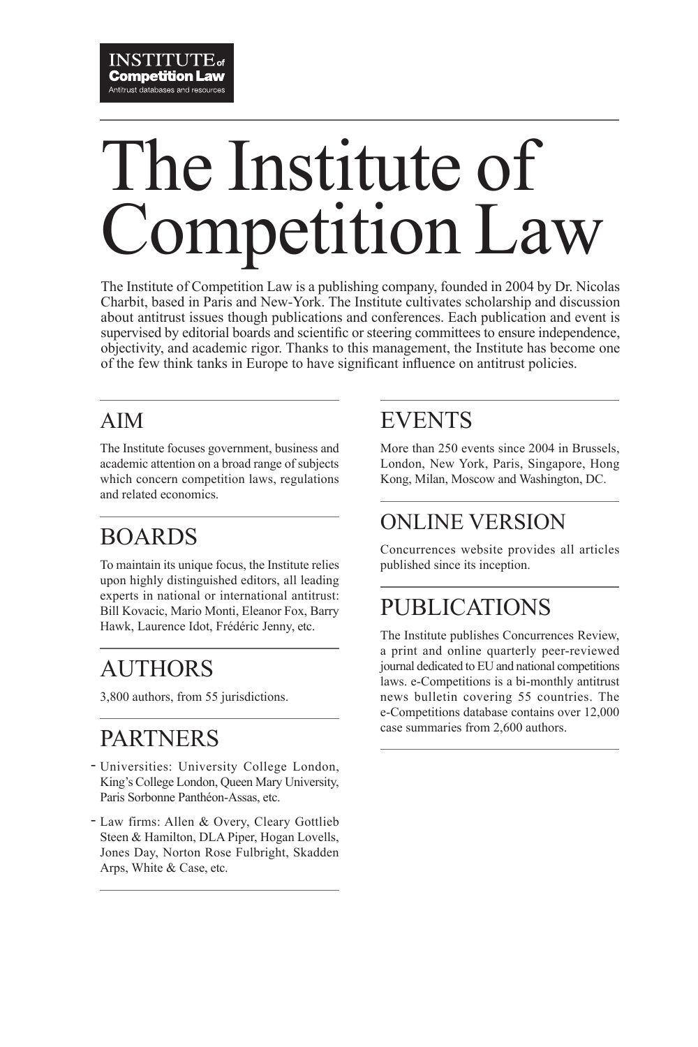INSTITUTE of Competition Law
Antitrust databases and resources

# The Institute of Competition Law

The Institute of Competition Law is a publishing company, founded in 2004 by Dr. Nicolas Charbit, based in Paris and New-York. The Institute cultivates scholarship and discussion about antitrust issues though publications and conferences. Each publication and event is supervised by editorial boards and scientific or steering committees to ensure independence, objectivity, and academic rigor. Thanks to this management, the Institute has become one of the few think tanks in Europe to have significant influence on antitrust policies.

## AIM

The Institute focuses government, business and academic attention on a broad range of subjects which concern competition laws, regulations and related economics.

## BOARDS

To maintain its unique focus, the Institute relies upon highly distinguished editors, all leading experts in national or international antitrust: Bill Kovacic, Mario Monti, Eleanor Fox, Barry Hawk, Laurence Idot, Frédéric Jenny, etc.

## AUTHORS

3,800 authors, from 55 jurisdictions.

## PARTNERS

- Universities: University College London, King's College London, Queen Mary University, Paris Sorbonne Panthéon-Assas, etc.
- Law firms: Allen & Overy, Cleary Gottlieb Steen & Hamilton, DLA Piper, Hogan Lovells, Jones Day, Norton Rose Fulbright, Skadden Arps, White & Case, etc.

## EVENTS

More than 250 events since 2004 in Brussels, London, New York, Paris, Singapore, Hong Kong, Milan, Moscow and Washington, DC.

## ONLINE VERSION

Concurrences website provides all articles published since its inception.

## PUBLICATIONS

The Institute publishes Concurrences Review, a print and online quarterly peer-reviewed journal dedicated to EU and national competitions laws. e-Competitions is a bi-monthly antitrust news bulletin covering 55 countries. The e-Competitions database contains over 12,000 case summaries from 2,600 authors.